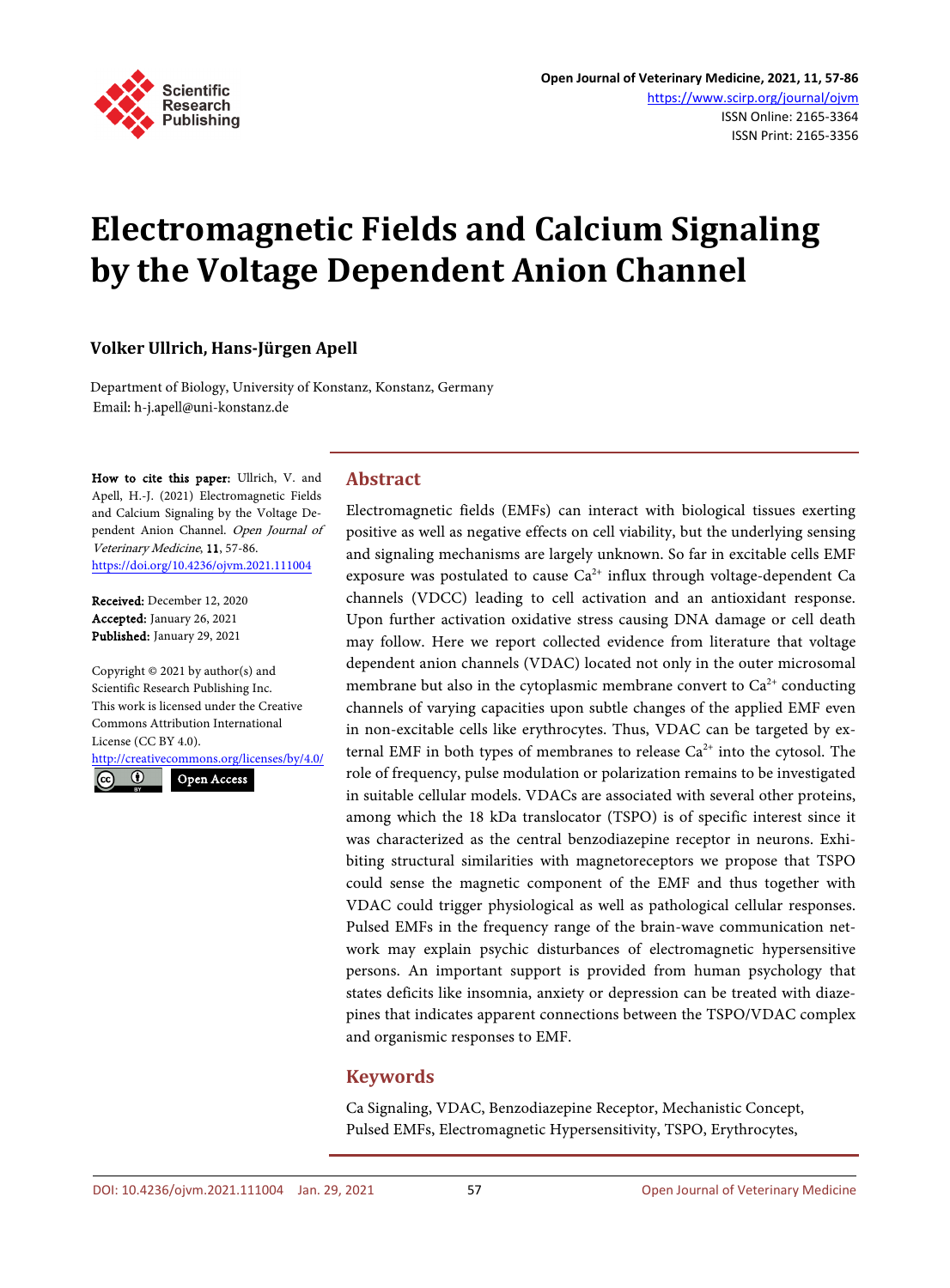# Electromagnetic Fields and Calcium Signaling by the Voltage Dependent Anion Channel

**Volker Ullrich, Hans-Jürgen Apell**

Department of Biology, University of Konstanz, Konstanz, Germany
Email: h-j.apell@uni-konstanz.de

**How to cite this paper:** Ullrich, V. and Apell, H.-J. (2021) Electromagnetic Fields and Calcium Signaling by the Voltage Dependent Anion Channel. *Open Journal of Veterinary Medicine*, **11**, 57-86.
https://doi.org/10.4236/ojvm.2021.111004

**Received:** December 12, 2020
**Accepted:** January 26, 2021
**Published:** January 29, 2021

Copyright © 2021 by author(s) and Scientific Research Publishing Inc.
This work is licensed under the Creative Commons Attribution International License (CC BY 4.0).
http://creativecommons.org/licenses/by/4.0/

Open Access

## Abstract

Electromagnetic fields (EMFs) can interact with biological tissues exerting positive as well as negative effects on cell viability, but the underlying sensing and signaling mechanisms are largely unknown. So far in excitable cells EMF exposure was postulated to cause $Ca^{2+}$ influx through voltage-dependent Ca channels (VDCC) leading to cell activation and an antioxidant response. Upon further activation oxidative stress causing DNA damage or cell death may follow. Here we report collected evidence from literature that voltage dependent anion channels (VDAC) located not only in the outer microsomal membrane but also in the cytoplasmic membrane convert to $Ca^{2+}$ conducting channels of varying capacities upon subtle changes of the applied EMF even in non-excitable cells like erythrocytes. Thus, VDAC can be targeted by external EMF in both types of membranes to release $Ca^{2+}$ into the cytosol. The role of frequency, pulse modulation or polarization remains to be investigated in suitable cellular models. VDACs are associated with several other proteins, among which the 18 kDa translocator (TSPO) is of specific interest since it was characterized as the central benzodiazepine receptor in neurons. Exhibiting structural similarities with magnetoreceptors we propose that TSPO could sense the magnetic component of the EMF and thus together with VDAC could trigger physiological as well as pathological cellular responses. Pulsed EMFs in the frequency range of the brain-wave communication network may explain psychic disturbances of electromagnetic hypersensitive persons. An important support is provided from human psychology that states deficits like insomnia, anxiety or depression can be treated with diazepines that indicates apparent connections between the TSPO/VDAC complex and organismic responses to EMF.

## Keywords

Ca Signaling, VDAC, Benzodiazepine Receptor, Mechanistic Concept, Pulsed EMFs, Electromagnetic Hypersensitivity, TSPO, Erythrocytes,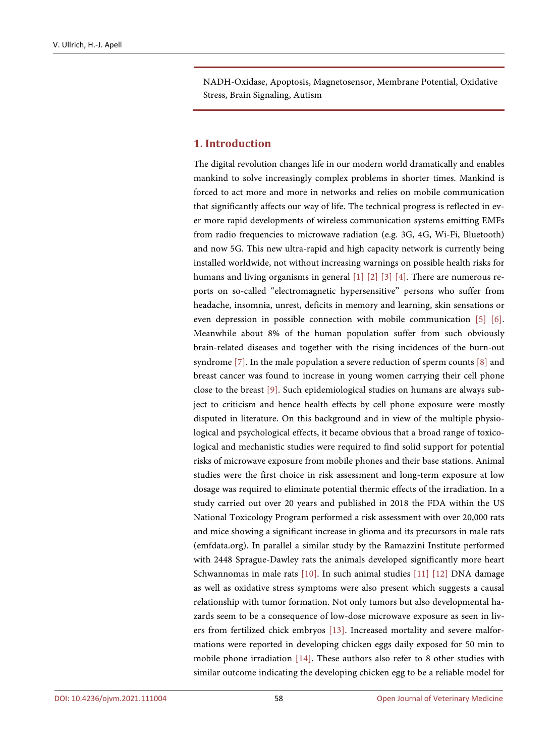NADH-Oxidase, Apoptosis, Magnetosensor, Membrane Potential, Oxidative Stress, Brain Signaling, Autism

## 1. Introduction

The digital revolution changes life in our modern world dramatically and enables mankind to solve increasingly complex problems in shorter times. Mankind is forced to act more and more in networks and relies on mobile communication that significantly affects our way of life. The technical progress is reflected in ever more rapid developments of wireless communication systems emitting EMFs from radio frequencies to microwave radiation (e.g. 3G, 4G, Wi-Fi, Bluetooth) and now 5G. This new ultra-rapid and high capacity network is currently being installed worldwide, not without increasing warnings on possible health risks for humans and living organisms in general [1] [2] [3] [4]. There are numerous reports on so-called "electromagnetic hypersensitive" persons who suffer from headache, insomnia, unrest, deficits in memory and learning, skin sensations or even depression in possible connection with mobile communication [5] [6]. Meanwhile about 8% of the human population suffer from such obviously brain-related diseases and together with the rising incidences of the burn-out syndrome [7]. In the male population a severe reduction of sperm counts [8] and breast cancer was found to increase in young women carrying their cell phone close to the breast [9]. Such epidemiological studies on humans are always subject to criticism and hence health effects by cell phone exposure were mostly disputed in literature. On this background and in view of the multiple physiological and psychological effects, it became obvious that a broad range of toxicological and mechanistic studies were required to find solid support for potential risks of microwave exposure from mobile phones and their base stations. Animal studies were the first choice in risk assessment and long-term exposure at low dosage was required to eliminate potential thermic effects of the irradiation. In a study carried out over 20 years and published in 2018 the FDA within the US National Toxicology Program performed a risk assessment with over 20,000 rats and mice showing a significant increase in glioma and its precursors in male rats (emfdata.org). In parallel a similar study by the Ramazzini Institute performed with 2448 Sprague-Dawley rats the animals developed significantly more heart Schwannomas in male rats [10]. In such animal studies [11] [12] DNA damage as well as oxidative stress symptoms were also present which suggests a causal relationship with tumor formation. Not only tumors but also developmental hazards seem to be a consequence of low-dose microwave exposure as seen in livers from fertilized chick embryos [13]. Increased mortality and severe malformations were reported in developing chicken eggs daily exposed for 50 min to mobile phone irradiation [14]. These authors also refer to 8 other studies with similar outcome indicating the developing chicken egg to be a reliable model for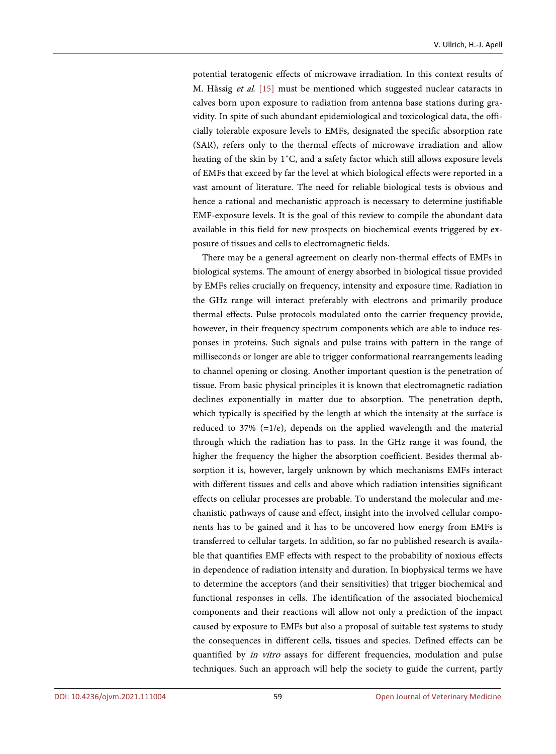potential teratogenic effects of microwave irradiation. In this context results of M. Hässig *et al*. [15] must be mentioned which suggested nuclear cataracts in calves born upon exposure to radiation from antenna base stations during gravidity. In spite of such abundant epidemiological and toxicological data, the officially tolerable exposure levels to EMFs, designated the specific absorption rate (SAR), refers only to the thermal effects of microwave irradiation and allow heating of the skin by 1˚C, and a safety factor which still allows exposure levels of EMFs that exceed by far the level at which biological effects were reported in a vast amount of literature. The need for reliable biological tests is obvious and hence a rational and mechanistic approach is necessary to determine justifiable EMF-exposure levels. It is the goal of this review to compile the abundant data available in this field for new prospects on biochemical events triggered by exposure of tissues and cells to electromagnetic fields.

There may be a general agreement on clearly non-thermal effects of EMFs in biological systems. The amount of energy absorbed in biological tissue provided by EMFs relies crucially on frequency, intensity and exposure time. Radiation in the GHz range will interact preferably with electrons and primarily produce thermal effects. Pulse protocols modulated onto the carrier frequency provide, however, in their frequency spectrum components which are able to induce responses in proteins. Such signals and pulse trains with pattern in the range of milliseconds or longer are able to trigger conformational rearrangements leading to channel opening or closing. Another important question is the penetration of tissue. From basic physical principles it is known that electromagnetic radiation declines exponentially in matter due to absorption. The penetration depth, which typically is specified by the length at which the intensity at the surface is reduced to 37% (=1/e), depends on the applied wavelength and the material through which the radiation has to pass. In the GHz range it was found, the higher the frequency the higher the absorption coefficient. Besides thermal absorption it is, however, largely unknown by which mechanisms EMFs interact with different tissues and cells and above which radiation intensities significant effects on cellular processes are probable. To understand the molecular and mechanistic pathways of cause and effect, insight into the involved cellular components has to be gained and it has to be uncovered how energy from EMFs is transferred to cellular targets. In addition, so far no published research is available that quantifies EMF effects with respect to the probability of noxious effects in dependence of radiation intensity and duration. In biophysical terms we have to determine the acceptors (and their sensitivities) that trigger biochemical and functional responses in cells. The identification of the associated biochemical components and their reactions will allow not only a prediction of the impact caused by exposure to EMFs but also a proposal of suitable test systems to study the consequences in different cells, tissues and species. Defined effects can be quantified by *in vitro* assays for different frequencies, modulation and pulse techniques. Such an approach will help the society to guide the current, partly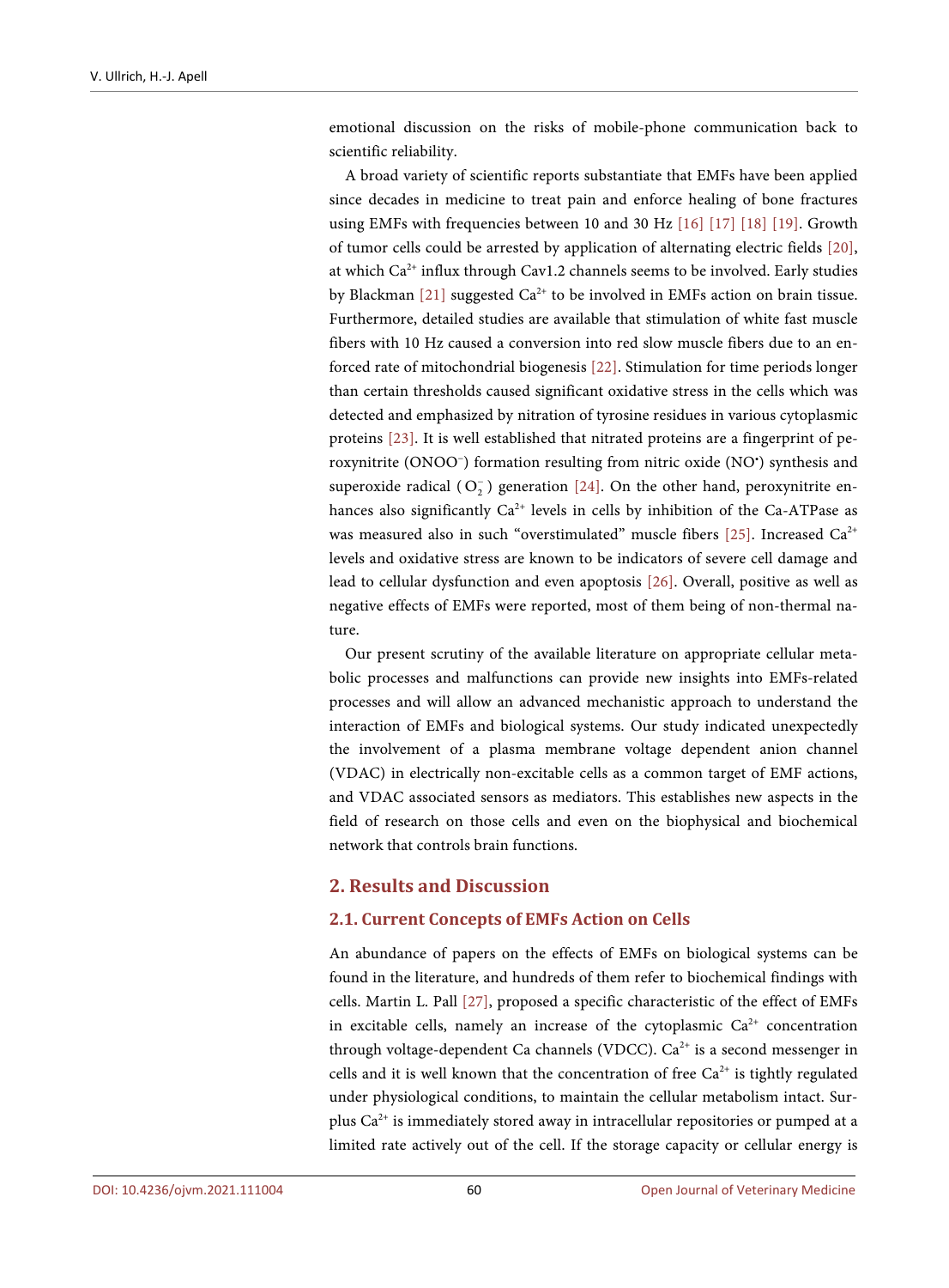emotional discussion on the risks of mobile-phone communication back to scientific reliability.

A broad variety of scientific reports substantiate that EMFs have been applied since decades in medicine to treat pain and enforce healing of bone fractures using EMFs with frequencies between 10 and 30 Hz [16] [17] [18] [19]. Growth of tumor cells could be arrested by application of alternating electric fields [20], at which $Ca^{2+}$ influx through Cav1.2 channels seems to be involved. Early studies by Blackman [21] suggested $Ca^{2+}$ to be involved in EMFs action on brain tissue. Furthermore, detailed studies are available that stimulation of white fast muscle fibers with 10 Hz caused a conversion into red slow muscle fibers due to an enforced rate of mitochondrial biogenesis [22]. Stimulation for time periods longer than certain thresholds caused significant oxidative stress in the cells which was detected and emphasized by nitration of tyrosine residues in various cytoplasmic proteins [23]. It is well established that nitrated proteins are a fingerprint of peroxynitrite ($ONOO^-$) formation resulting from nitric oxide ($NO^•$) synthesis and superoxide radical ($O_2^-$) generation [24]. On the other hand, peroxynitrite enhances also significantly $Ca^{2+}$ levels in cells by inhibition of the Ca-ATPase as was measured also in such "overstimulated" muscle fibers [25]. Increased $Ca^{2+}$ levels and oxidative stress are known to be indicators of severe cell damage and lead to cellular dysfunction and even apoptosis [26]. Overall, positive as well as negative effects of EMFs were reported, most of them being of non-thermal nature.

Our present scrutiny of the available literature on appropriate cellular metabolic processes and malfunctions can provide new insights into EMFs-related processes and will allow an advanced mechanistic approach to understand the interaction of EMFs and biological systems. Our study indicated unexpectedly the involvement of a plasma membrane voltage dependent anion channel (VDAC) in electrically non-excitable cells as a common target of EMF actions, and VDAC associated sensors as mediators. This establishes new aspects in the field of research on those cells and even on the biophysical and biochemical network that controls brain functions.

## 2. Results and Discussion

### 2.1. Current Concepts of EMFs Action on Cells

An abundance of papers on the effects of EMFs on biological systems can be found in the literature, and hundreds of them refer to biochemical findings with cells. Martin L. Pall [27], proposed a specific characteristic of the effect of EMFs in excitable cells, namely an increase of the cytoplasmic $Ca^{2+}$ concentration through voltage-dependent Ca channels (VDCC). $Ca^{2+}$ is a second messenger in cells and it is well known that the concentration of free $Ca^{2+}$ is tightly regulated under physiological conditions, to maintain the cellular metabolism intact. Surplus $Ca^{2+}$ is immediately stored away in intracellular repositories or pumped at a limited rate actively out of the cell. If the storage capacity or cellular energy is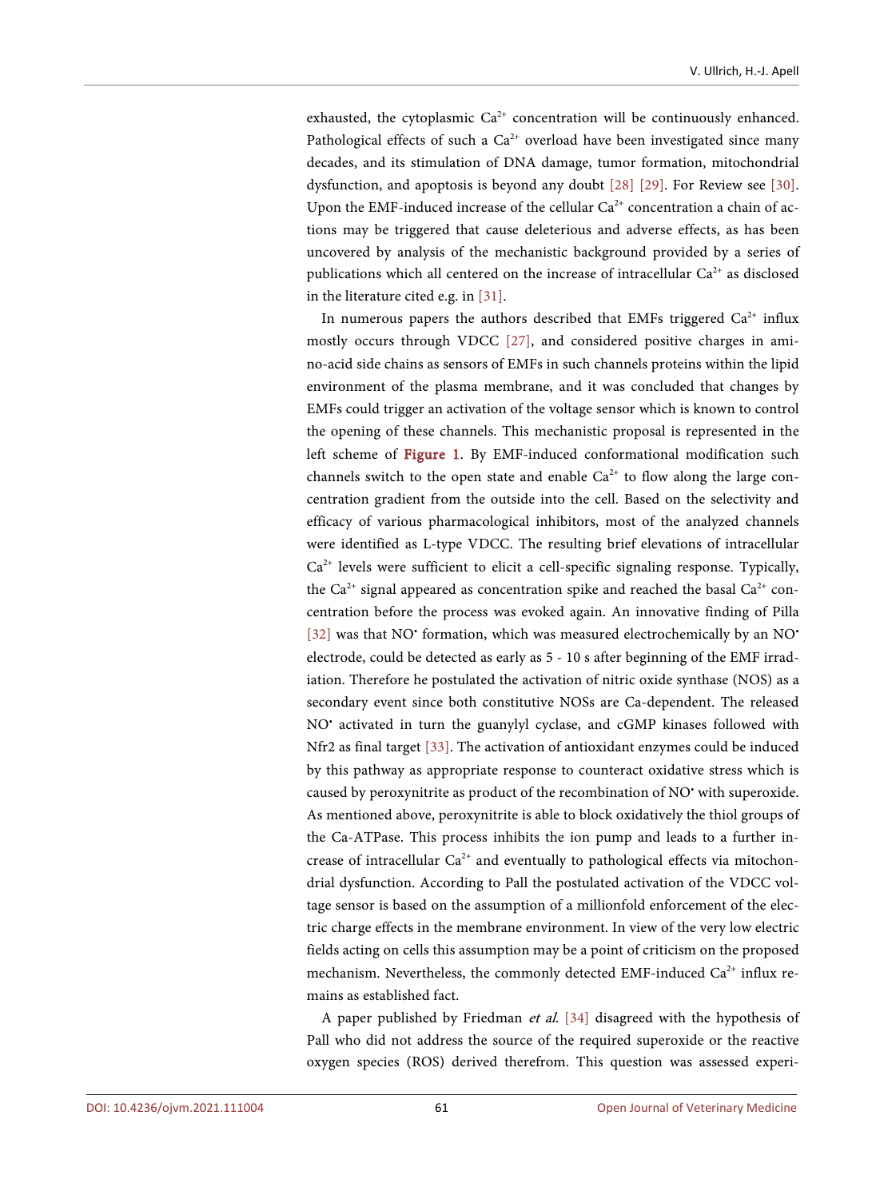exhausted, the cytoplasmic $Ca^{2+}$ concentration will be continuously enhanced. Pathological effects of such a $Ca^{2+}$ overload have been investigated since many decades, and its stimulation of DNA damage, tumor formation, mitochondrial dysfunction, and apoptosis is beyond any doubt [28] [29]. For Review see [30]. Upon the EMF-induced increase of the cellular $Ca^{2+}$ concentration a chain of actions may be triggered that cause deleterious and adverse effects, as has been uncovered by analysis of the mechanistic background provided by a series of publications which all centered on the increase of intracellular $Ca^{2+}$ as disclosed in the literature cited e.g. in [31].

In numerous papers the authors described that EMFs triggered $Ca^{2+}$ influx mostly occurs through VDCC [27], and considered positive charges in amino-acid side chains as sensors of EMFs in such channels proteins within the lipid environment of the plasma membrane, and it was concluded that changes by EMFs could trigger an activation of the voltage sensor which is known to control the opening of these channels. This mechanistic proposal is represented in the left scheme of **Figure 1**. By EMF-induced conformational modification such channels switch to the open state and enable $Ca^{2+}$ to flow along the large concentration gradient from the outside into the cell. Based on the selectivity and efficacy of various pharmacological inhibitors, most of the analyzed channels were identified as L-type VDCC. The resulting brief elevations of intracellular $Ca^{2+}$ levels were sufficient to elicit a cell-specific signaling response. Typically, the $Ca^{2+}$ signal appeared as concentration spike and reached the basal $Ca^{2+}$ concentration before the process was evoked again. An innovative finding of Pilla [32] was that $NO^{\bullet}$ formation, which was measured electrochemically by an $NO^{\bullet}$ electrode, could be detected as early as 5 - 10 s after beginning of the EMF irradiation. Therefore he postulated the activation of nitric oxide synthase (NOS) as a secondary event since both constitutive NOSs are Ca-dependent. The released $NO^{\bullet}$ activated in turn the guanylyl cyclase, and cGMP kinases followed with Nfr2 as final target [33]. The activation of antioxidant enzymes could be induced by this pathway as appropriate response to counteract oxidative stress which is caused by peroxynitrite as product of the recombination of $NO^{\bullet}$ with superoxide. As mentioned above, peroxynitrite is able to block oxidatively the thiol groups of the Ca-ATPase. This process inhibits the ion pump and leads to a further increase of intracellular $Ca^{2+}$ and eventually to pathological effects via mitochondrial dysfunction. According to Pall the postulated activation of the VDCC voltage sensor is based on the assumption of a millionfold enforcement of the electric charge effects in the membrane environment. In view of the very low electric fields acting on cells this assumption may be a point of criticism on the proposed mechanism. Nevertheless, the commonly detected EMF-induced $Ca^{2+}$ influx remains as established fact.

A paper published by Friedman *et al.* [34] disagreed with the hypothesis of Pall who did not address the source of the required superoxide or the reactive oxygen species (ROS) derived therefrom. This question was assessed experi-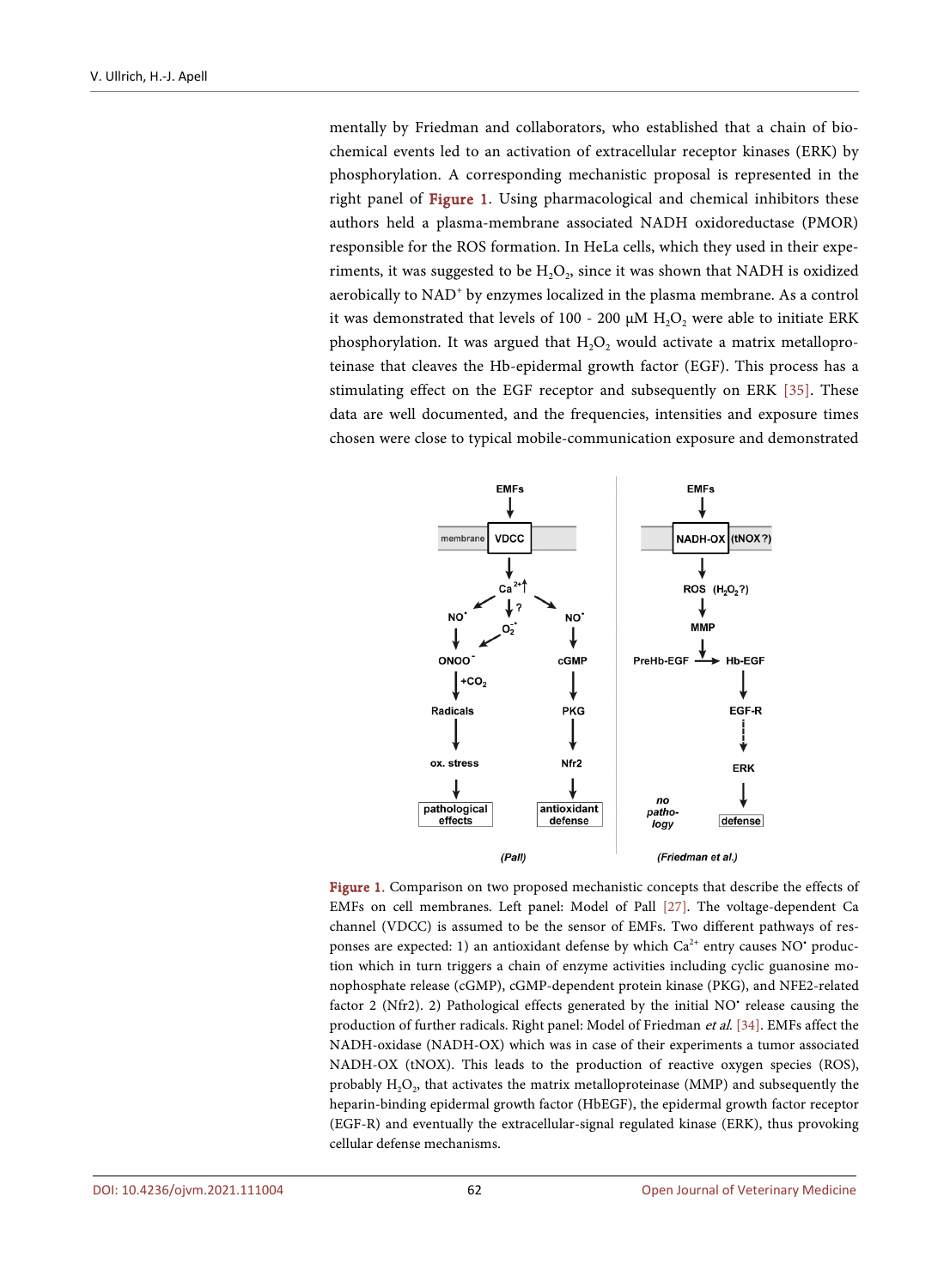mentally by Friedman and collaborators, who established that a chain of biochemical events led to an activation of extracellular receptor kinases (ERK) by phosphorylation. A corresponding mechanistic proposal is represented in the right panel of Figure 1. Using pharmacological and chemical inhibitors these authors held a plasma-membrane associated NADH oxidoreductase (PMOR) responsible for the ROS formation. In HeLa cells, which they used in their experiments, it was suggested to be $H_2O_2$, since it was shown that NADH is oxidized aerobically to $NAD^+$ by enzymes localized in the plasma membrane. As a control it was demonstrated that levels of 100 - 200 µM $H_2O_2$ were able to initiate ERK phosphorylation. It was argued that $H_2O_2$ would activate a matrix metalloproteinase that cleaves the Hb-epidermal growth factor (EGF). This process has a stimulating effect on the EGF receptor and subsequently on ERK [35]. These data are well documented, and the frequencies, intensities and exposure times chosen were close to typical mobile-communication exposure and demonstrated

EMFs
membrane
VDCC
$Ca^{2+}$↑
?
NO•
$O_2^{-•}$
NO•
$ONOO^-$
cGMP
$+CO_2$
Radicals
PKG
ox. stress
Nfr2
pathological effects
antioxidant defense
(Pall)

EMFs
NADH-OX (tNOX?)
ROS ($H_2O_2$?)
MMP
PreHb-EGF → Hb-EGF
EGF-R
ERK
no patho-logy
defense
(Friedman et al.)

Figure 1. Comparison on two proposed mechanistic concepts that describe the effects of EMFs on cell membranes. Left panel: Model of Pall [27]. The voltage-dependent Ca channel (VDCC) is assumed to be the sensor of EMFs. Two different pathways of responses are expected: 1) an antioxidant defense by which $Ca^{2+}$ entry causes NO• production which in turn triggers a chain of enzyme activities including cyclic guanosine monophosphate release (cGMP), cGMP-dependent protein kinase (PKG), and NFE2-related factor 2 (Nfr2). 2) Pathological effects generated by the initial NO• release causing the production of further radicals. Right panel: Model of Friedman *et al.* [34]. EMFs affect the NADH-oxidase (NADH-OX) which was in case of their experiments a tumor associated NADH-OX (tNOX). This leads to the production of reactive oxygen species (ROS), probably $H_2O_2$, that activates the matrix metalloproteinase (MMP) and subsequently the heparin-binding epidermal growth factor (HbEGF), the epidermal growth factor receptor (EGF-R) and eventually the extracellular-signal regulated kinase (ERK), thus provoking cellular defense mechanisms.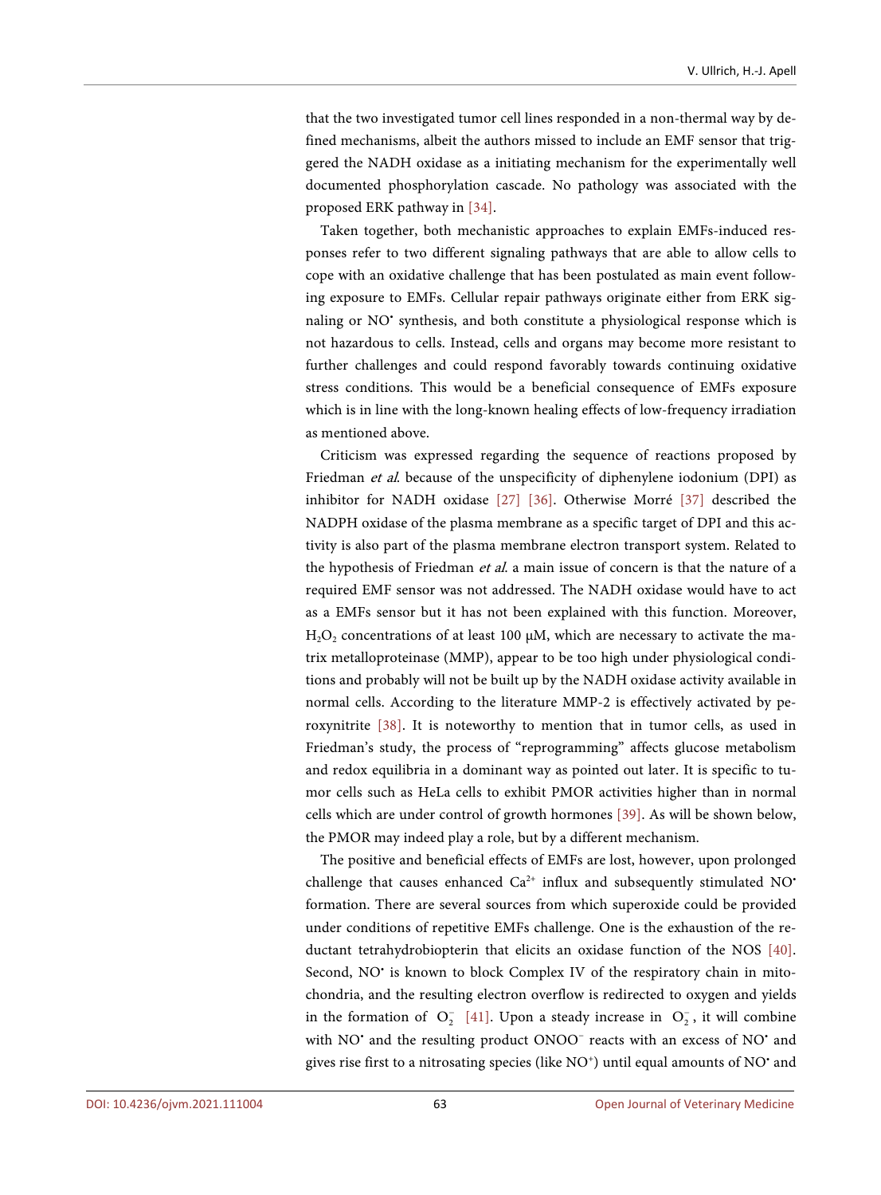that the two investigated tumor cell lines responded in a non-thermal way by defined mechanisms, albeit the authors missed to include an EMF sensor that triggered the NADH oxidase as a initiating mechanism for the experimentally well documented phosphorylation cascade. No pathology was associated with the proposed ERK pathway in [34].

Taken together, both mechanistic approaches to explain EMFs-induced responses refer to two different signaling pathways that are able to allow cells to cope with an oxidative challenge that has been postulated as main event following exposure to EMFs. Cellular repair pathways originate either from ERK signaling or $NO^{\bullet}$ synthesis, and both constitute a physiological response which is not hazardous to cells. Instead, cells and organs may become more resistant to further challenges and could respond favorably towards continuing oxidative stress conditions. This would be a beneficial consequence of EMFs exposure which is in line with the long-known healing effects of low-frequency irradiation as mentioned above.

Criticism was expressed regarding the sequence of reactions proposed by Friedman *et al.* because of the unspecificity of diphenylene iodonium (DPI) as inhibitor for NADH oxidase [27] [36]. Otherwise Morré [37] described the NADPH oxidase of the plasma membrane as a specific target of DPI and this activity is also part of the plasma membrane electron transport system. Related to the hypothesis of Friedman *et al.* a main issue of concern is that the nature of a required EMF sensor was not addressed. The NADH oxidase would have to act as a EMFs sensor but it has not been explained with this function. Moreover, $H_2O_2$ concentrations of at least 100 μM, which are necessary to activate the matrix metalloproteinase (MMP), appear to be too high under physiological conditions and probably will not be built up by the NADH oxidase activity available in normal cells. According to the literature MMP-2 is effectively activated by peroxynitrite [38]. It is noteworthy to mention that in tumor cells, as used in Friedman's study, the process of "reprogramming" affects glucose metabolism and redox equilibria in a dominant way as pointed out later. It is specific to tumor cells such as HeLa cells to exhibit PMOR activities higher than in normal cells which are under control of growth hormones [39]. As will be shown below, the PMOR may indeed play a role, but by a different mechanism.

The positive and beneficial effects of EMFs are lost, however, upon prolonged challenge that causes enhanced $Ca^{2+}$ influx and subsequently stimulated $NO^{\bullet}$ formation. There are several sources from which superoxide could be provided under conditions of repetitive EMFs challenge. One is the exhaustion of the reductant tetrahydrobiopterin that elicits an oxidase function of the NOS [40]. Second, $NO^{\bullet}$ is known to block Complex IV of the respiratory chain in mitochondria, and the resulting electron overflow is redirected to oxygen and yields in the formation of $O_2^-$ [41]. Upon a steady increase in $O_2^-$, it will combine with $NO^{\bullet}$ and the resulting product $ONOO^-$ reacts with an excess of $NO^{\bullet}$ and gives rise first to a nitrosating species (like $NO^+$) until equal amounts of $NO^{\bullet}$ and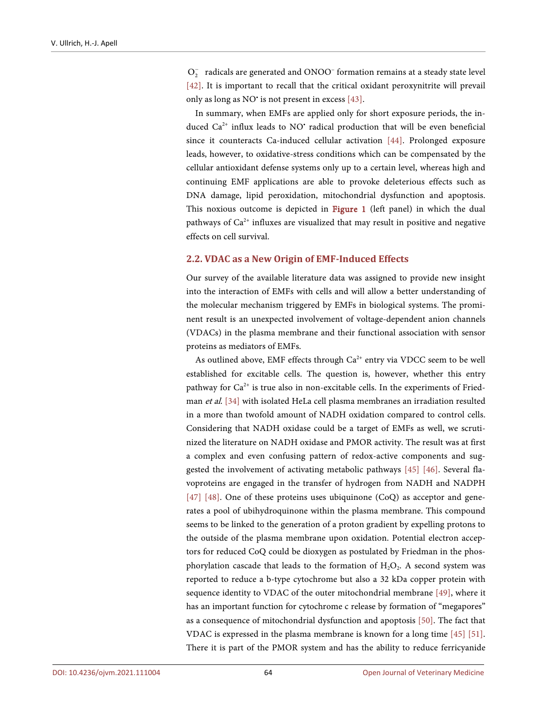$O_2^-$ radicals are generated and $ONOO^-$ formation remains at a steady state level [42]. It is important to recall that the critical oxidant peroxynitrite will prevail only as long as $NO^•$ is not present in excess [43].

In summary, when EMFs are applied only for short exposure periods, the induced $Ca^{2+}$ influx leads to $NO^•$ radical production that will be even beneficial since it counteracts Ca-induced cellular activation [44]. Prolonged exposure leads, however, to oxidative-stress conditions which can be compensated by the cellular antioxidant defense systems only up to a certain level, whereas high and continuing EMF applications are able to provoke deleterious effects such as DNA damage, lipid peroxidation, mitochondrial dysfunction and apoptosis. This noxious outcome is depicted in **Figure 1** (left panel) in which the dual pathways of $Ca^{2+}$ influxes are visualized that may result in positive and negative effects on cell survival.

## 2.2. VDAC as a New Origin of EMF-Induced Effects

Our survey of the available literature data was assigned to provide new insight into the interaction of EMFs with cells and will allow a better understanding of the molecular mechanism triggered by EMFs in biological systems. The prominent result is an unexpected involvement of voltage-dependent anion channels (VDACs) in the plasma membrane and their functional association with sensor proteins as mediators of EMFs.

As outlined above, EMF effects through $Ca^{2+}$ entry via VDCC seem to be well established for excitable cells. The question is, however, whether this entry pathway for $Ca^{2+}$ is true also in non-excitable cells. In the experiments of Friedman *et al.* [34] with isolated HeLa cell plasma membranes an irradiation resulted in a more than twofold amount of NADH oxidation compared to control cells. Considering that NADH oxidase could be a target of EMFs as well, we scrutinized the literature on NADH oxidase and PMOR activity. The result was at first a complex and even confusing pattern of redox-active components and suggested the involvement of activating metabolic pathways [45] [46]. Several flavoproteins are engaged in the transfer of hydrogen from NADH and NADPH [47] [48]. One of these proteins uses ubiquinone (CoQ) as acceptor and generates a pool of ubihydroquinone within the plasma membrane. This compound seems to be linked to the generation of a proton gradient by expelling protons to the outside of the plasma membrane upon oxidation. Potential electron acceptors for reduced CoQ could be dioxygen as postulated by Friedman in the phosphorylation cascade that leads to the formation of $H_2O_2$. A second system was reported to reduce a b-type cytochrome but also a 32 kDa copper protein with sequence identity to VDAC of the outer mitochondrial membrane [49], where it has an important function for cytochrome c release by formation of "megapores" as a consequence of mitochondrial dysfunction and apoptosis [50]. The fact that VDAC is expressed in the plasma membrane is known for a long time [45] [51]. There it is part of the PMOR system and has the ability to reduce ferricyanide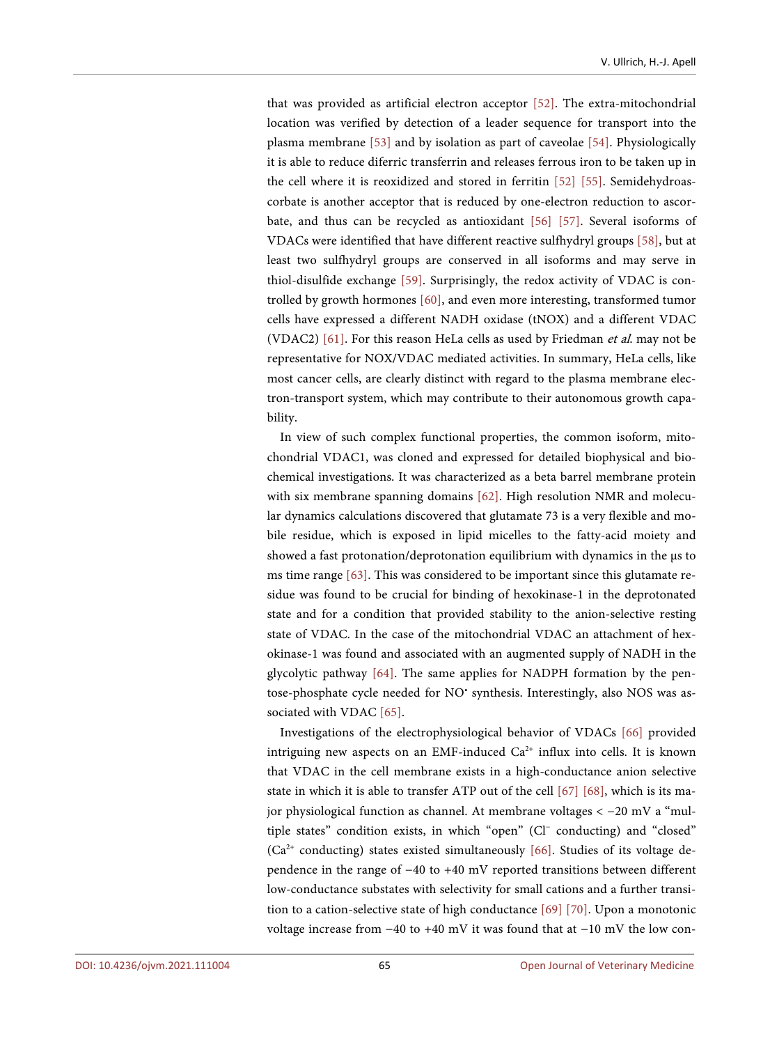that was provided as artificial electron acceptor [52]. The extra-mitochondrial location was verified by detection of a leader sequence for transport into the plasma membrane [53] and by isolation as part of caveolae [54]. Physiologically it is able to reduce diferric transferrin and releases ferrous iron to be taken up in the cell where it is reoxidized and stored in ferritin [52] [55]. Semidehydroascorbate is another acceptor that is reduced by one-electron reduction to ascorbate, and thus can be recycled as antioxidant [56] [57]. Several isoforms of VDACs were identified that have different reactive sulfhydryl groups [58], but at least two sulfhydryl groups are conserved in all isoforms and may serve in thiol-disulfide exchange [59]. Surprisingly, the redox activity of VDAC is controlled by growth hormones [60], and even more interesting, transformed tumor cells have expressed a different NADH oxidase (tNOX) and a different VDAC (VDAC2) [61]. For this reason HeLa cells as used by Friedman *et al.* may not be representative for NOX/VDAC mediated activities. In summary, HeLa cells, like most cancer cells, are clearly distinct with regard to the plasma membrane electron-transport system, which may contribute to their autonomous growth capability.

In view of such complex functional properties, the common isoform, mitochondrial VDAC1, was cloned and expressed for detailed biophysical and biochemical investigations. It was characterized as a beta barrel membrane protein with six membrane spanning domains [62]. High resolution NMR and molecular dynamics calculations discovered that glutamate 73 is a very flexible and mobile residue, which is exposed in lipid micelles to the fatty-acid moiety and showed a fast protonation/deprotonation equilibrium with dynamics in the µs to ms time range [63]. This was considered to be important since this glutamate residue was found to be crucial for binding of hexokinase-1 in the deprotonated state and for a condition that provided stability to the anion-selective resting state of VDAC. In the case of the mitochondrial VDAC an attachment of hexokinase-1 was found and associated with an augmented supply of NADH in the glycolytic pathway [64]. The same applies for NADPH formation by the pentose-phosphate cycle needed for $NO^{\bullet}$ synthesis. Interestingly, also NOS was associated with VDAC [65].

Investigations of the electrophysiological behavior of VDACs [66] provided intriguing new aspects on an EMF-induced $Ca^{2+}$ influx into cells. It is known that VDAC in the cell membrane exists in a high-conductance anion selective state in which it is able to transfer ATP out of the cell [67] [68], which is its major physiological function as channel. At membrane voltages < −20 mV a "multiple states" condition exists, in which "open" ($Cl^-$ conducting) and "closed" ($Ca^{2+}$ conducting) states existed simultaneously [66]. Studies of its voltage dependence in the range of −40 to +40 mV reported transitions between different low-conductance substates with selectivity for small cations and a further transition to a cation-selective state of high conductance [69] [70]. Upon a monotonic voltage increase from −40 to +40 mV it was found that at −10 mV the low con-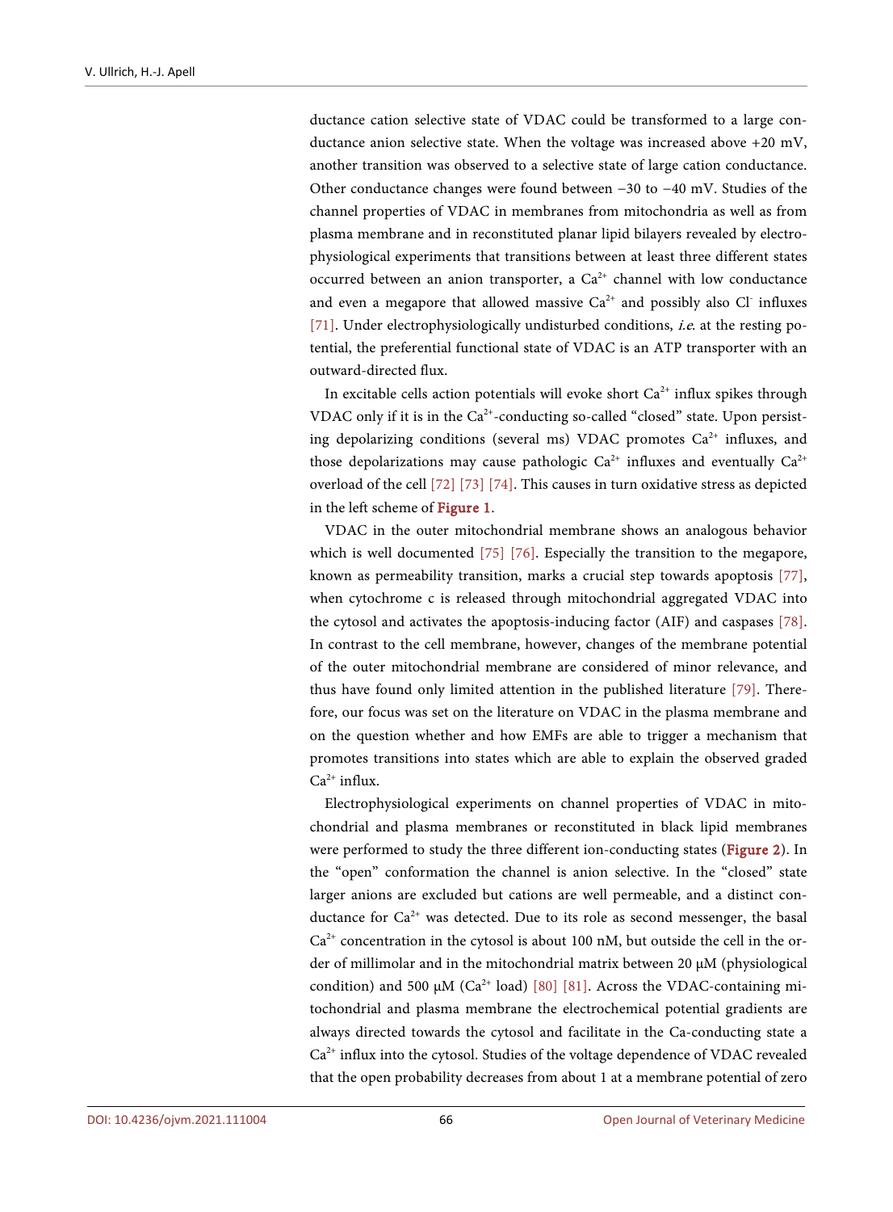ductance cation selective state of VDAC could be transformed to a large conductance anion selective state. When the voltage was increased above +20 mV, another transition was observed to a selective state of large cation conductance. Other conductance changes were found between −30 to −40 mV. Studies of the channel properties of VDAC in membranes from mitochondria as well as from plasma membrane and in reconstituted planar lipid bilayers revealed by electrophysiological experiments that transitions between at least three different states occurred between an anion transporter, a $Ca^{2+}$ channel with low conductance and even a megapore that allowed massive $Ca^{2+}$ and possibly also $Cl^-$ influxes [71]. Under electrophysiologically undisturbed conditions, *i.e.* at the resting potential, the preferential functional state of VDAC is an ATP transporter with an outward-directed flux.

In excitable cells action potentials will evoke short $Ca^{2+}$ influx spikes through VDAC only if it is in the $Ca^{2+}$-conducting so-called "closed" state. Upon persisting depolarizing conditions (several ms) VDAC promotes $Ca^{2+}$ influxes, and those depolarizations may cause pathologic $Ca^{2+}$ influxes and eventually $Ca^{2+}$ overload of the cell [72] [73] [74]. This causes in turn oxidative stress as depicted in the left scheme of **Figure 1**.

VDAC in the outer mitochondrial membrane shows an analogous behavior which is well documented [75] [76]. Especially the transition to the megapore, known as permeability transition, marks a crucial step towards apoptosis [77], when cytochrome c is released through mitochondrial aggregated VDAC into the cytosol and activates the apoptosis-inducing factor (AIF) and caspases [78]. In contrast to the cell membrane, however, changes of the membrane potential of the outer mitochondrial membrane are considered of minor relevance, and thus have found only limited attention in the published literature [79]. Therefore, our focus was set on the literature on VDAC in the plasma membrane and on the question whether and how EMFs are able to trigger a mechanism that promotes transitions into states which are able to explain the observed graded $Ca^{2+}$ influx.

Electrophysiological experiments on channel properties of VDAC in mitochondrial and plasma membranes or reconstituted in black lipid membranes were performed to study the three different ion-conducting states (**Figure 2**). In the "open" conformation the channel is anion selective. In the "closed" state larger anions are excluded but cations are well permeable, and a distinct conductance for $Ca^{2+}$ was detected. Due to its role as second messenger, the basal $Ca^{2+}$ concentration in the cytosol is about 100 nM, but outside the cell in the order of millimolar and in the mitochondrial matrix between 20 μM (physiological condition) and 500 μM ($Ca^{2+}$ load) [80] [81]. Across the VDAC-containing mitochondrial and plasma membrane the electrochemical potential gradients are always directed towards the cytosol and facilitate in the Ca-conducting state a $Ca^{2+}$ influx into the cytosol. Studies of the voltage dependence of VDAC revealed that the open probability decreases from about 1 at a membrane potential of zero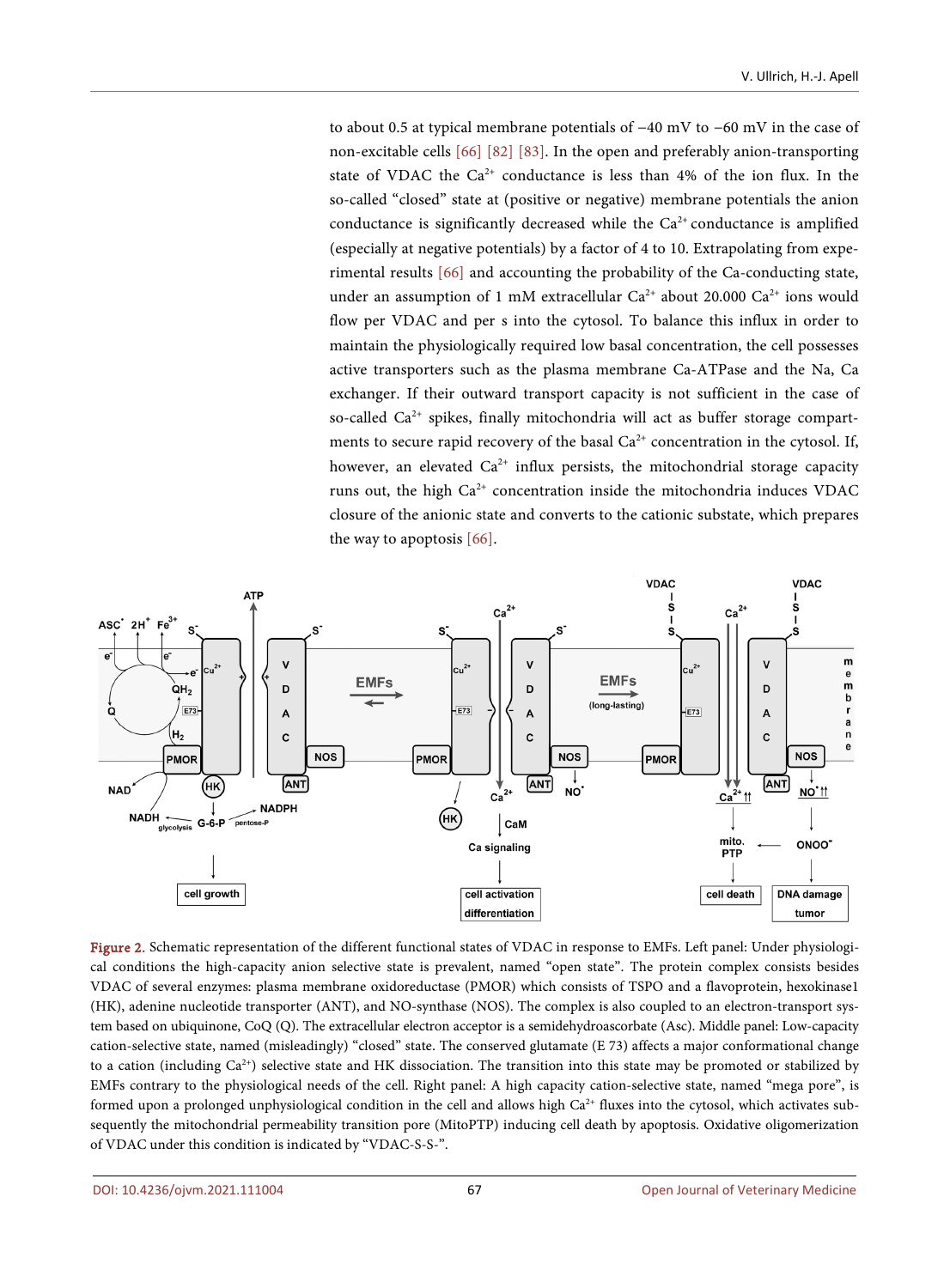to about 0.5 at typical membrane potentials of −40 mV to −60 mV in the case of non-excitable cells [66] [82] [83]. In the open and preferably anion-transporting state of VDAC the $Ca^{2+}$ conductance is less than 4% of the ion flux. In the so-called "closed" state at (positive or negative) membrane potentials the anion conductance is significantly decreased while the $Ca^{2+}$ conductance is amplified (especially at negative potentials) by a factor of 4 to 10. Extrapolating from experimental results [66] and accounting the probability of the Ca-conducting state, under an assumption of 1 mM extracellular $Ca^{2+}$ about 20.000 $Ca^{2+}$ ions would flow per VDAC and per s into the cytosol. To balance this influx in order to maintain the physiologically required low basal concentration, the cell possesses active transporters such as the plasma membrane Ca-ATPase and the Na, Ca exchanger. If their outward transport capacity is not sufficient in the case of so-called $Ca^{2+}$ spikes, finally mitochondria will act as buffer storage compartments to secure rapid recovery of the basal $Ca^{2+}$ concentration in the cytosol. If, however, an elevated $Ca^{2+}$ influx persists, the mitochondrial storage capacity runs out, the high $Ca^{2+}$ concentration inside the mitochondria induces VDAC closure of the anionic state and converts to the cationic substate, which prepares the way to apoptosis [66].

ASC˙ 2H+ Fe3+
ATP
EMFs
EMFs (long-lasting)
VDAC-S-S-
membrane
PMOR
HK
ANT
NOS
NAD
NADH
glycolysis
G-6-P
NADPH
pentose-P
cell growth
CaM
Ca signaling
cell activation differentiation
mito. PTP
ONOO−
cell death
DNA damage tumor

**Figure 2.** Schematic representation of the different functional states of VDAC in response to EMFs. Left panel: Under physiological conditions the high-capacity anion selective state is prevalent, named "open state". The protein complex consists besides VDAC of several enzymes: plasma membrane oxidoreductase (PMOR) which consists of TSPO and a flavoprotein, hexokinase1 (HK), adenine nucleotide transporter (ANT), and NO-synthase (NOS). The complex is also coupled to an electron-transport system based on ubiquinone, CoQ (Q). The extracellular electron acceptor is a semidehydroascorbate (Asc). Middle panel: Low-capacity cation-selective state, named (misleadingly) "closed" state. The conserved glutamate (E 73) affects a major conformational change to a cation (including $Ca^{2+}$) selective state and HK dissociation. The transition into this state may be promoted or stabilized by EMFs contrary to the physiological needs of the cell. Right panel: A high capacity cation-selective state, named "mega pore", is formed upon a prolonged unphysiological condition in the cell and allows high $Ca^{2+}$ fluxes into the cytosol, which activates subsequently the mitochondrial permeability transition pore (MitoPTP) inducing cell death by apoptosis. Oxidative oligomerization of VDAC under this condition is indicated by "VDAC-S-S-".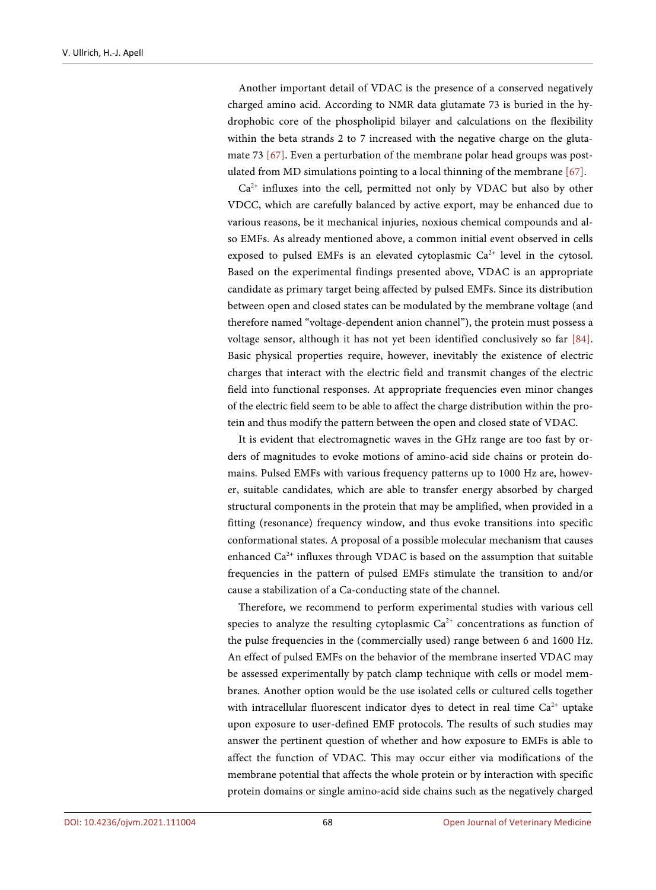Another important detail of VDAC is the presence of a conserved negatively charged amino acid. According to NMR data glutamate 73 is buried in the hydrophobic core of the phospholipid bilayer and calculations on the flexibility within the beta strands 2 to 7 increased with the negative charge on the glutamate 73 [67]. Even a perturbation of the membrane polar head groups was postulated from MD simulations pointing to a local thinning of the membrane [67].

$Ca^{2+}$ influxes into the cell, permitted not only by VDAC but also by other VDCC, which are carefully balanced by active export, may be enhanced due to various reasons, be it mechanical injuries, noxious chemical compounds and also EMFs. As already mentioned above, a common initial event observed in cells exposed to pulsed EMFs is an elevated cytoplasmic $Ca^{2+}$ level in the cytosol. Based on the experimental findings presented above, VDAC is an appropriate candidate as primary target being affected by pulsed EMFs. Since its distribution between open and closed states can be modulated by the membrane voltage (and therefore named "voltage-dependent anion channel"), the protein must possess a voltage sensor, although it has not yet been identified conclusively so far [84]. Basic physical properties require, however, inevitably the existence of electric charges that interact with the electric field and transmit changes of the electric field into functional responses. At appropriate frequencies even minor changes of the electric field seem to be able to affect the charge distribution within the protein and thus modify the pattern between the open and closed state of VDAC.

It is evident that electromagnetic waves in the GHz range are too fast by orders of magnitudes to evoke motions of amino-acid side chains or protein domains. Pulsed EMFs with various frequency patterns up to 1000 Hz are, however, suitable candidates, which are able to transfer energy absorbed by charged structural components in the protein that may be amplified, when provided in a fitting (resonance) frequency window, and thus evoke transitions into specific conformational states. A proposal of a possible molecular mechanism that causes enhanced $Ca^{2+}$ influxes through VDAC is based on the assumption that suitable frequencies in the pattern of pulsed EMFs stimulate the transition to and/or cause a stabilization of a Ca-conducting state of the channel.

Therefore, we recommend to perform experimental studies with various cell species to analyze the resulting cytoplasmic $Ca^{2+}$ concentrations as function of the pulse frequencies in the (commercially used) range between 6 and 1600 Hz. An effect of pulsed EMFs on the behavior of the membrane inserted VDAC may be assessed experimentally by patch clamp technique with cells or model membranes. Another option would be the use isolated cells or cultured cells together with intracellular fluorescent indicator dyes to detect in real time $Ca^{2+}$ uptake upon exposure to user-defined EMF protocols. The results of such studies may answer the pertinent question of whether and how exposure to EMFs is able to affect the function of VDAC. This may occur either via modifications of the membrane potential that affects the whole protein or by interaction with specific protein domains or single amino-acid side chains such as the negatively charged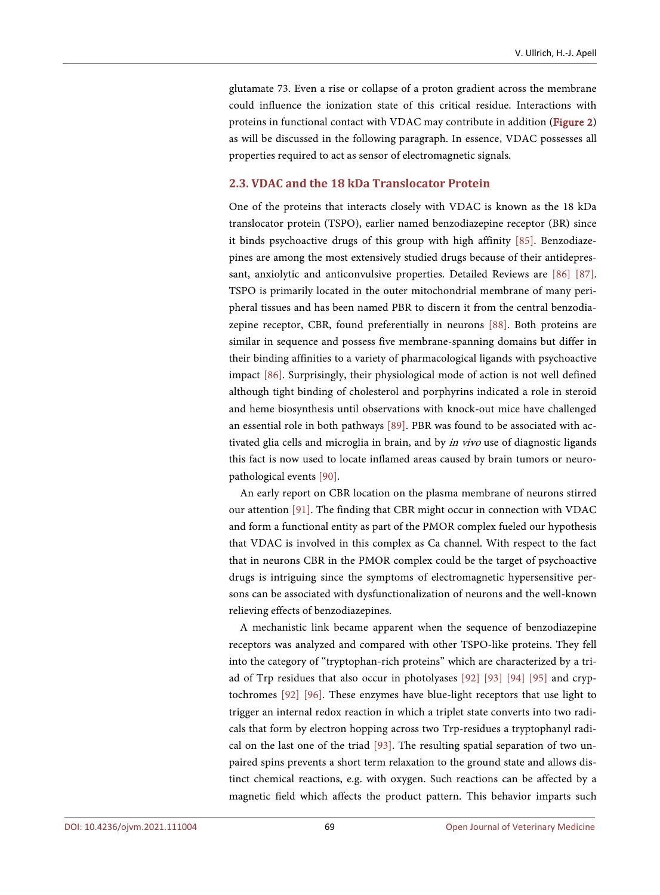glutamate 73. Even a rise or collapse of a proton gradient across the membrane could influence the ionization state of this critical residue. Interactions with proteins in functional contact with VDAC may contribute in addition (**Figure 2**) as will be discussed in the following paragraph. In essence, VDAC possesses all properties required to act as sensor of electromagnetic signals.

### 2.3. VDAC and the 18 kDa Translocator Protein

One of the proteins that interacts closely with VDAC is known as the 18 kDa translocator protein (TSPO), earlier named benzodiazepine receptor (BR) since it binds psychoactive drugs of this group with high affinity [85]. Benzodiazepines are among the most extensively studied drugs because of their antidepressant, anxiolytic and anticonvulsive properties. Detailed Reviews are [86] [87]. TSPO is primarily located in the outer mitochondrial membrane of many peripheral tissues and has been named PBR to discern it from the central benzodiazepine receptor, CBR, found preferentially in neurons [88]. Both proteins are similar in sequence and possess five membrane-spanning domains but differ in their binding affinities to a variety of pharmacological ligands with psychoactive impact [86]. Surprisingly, their physiological mode of action is not well defined although tight binding of cholesterol and porphyrins indicated a role in steroid and heme biosynthesis until observations with knock-out mice have challenged an essential role in both pathways [89]. PBR was found to be associated with activated glia cells and microglia in brain, and by *in vivo* use of diagnostic ligands this fact is now used to locate inflamed areas caused by brain tumors or neuropathological events [90].

An early report on CBR location on the plasma membrane of neurons stirred our attention [91]. The finding that CBR might occur in connection with VDAC and form a functional entity as part of the PMOR complex fueled our hypothesis that VDAC is involved in this complex as Ca channel. With respect to the fact that in neurons CBR in the PMOR complex could be the target of psychoactive drugs is intriguing since the symptoms of electromagnetic hypersensitive persons can be associated with dysfunctionalization of neurons and the well-known relieving effects of benzodiazepines.

A mechanistic link became apparent when the sequence of benzodiazepine receptors was analyzed and compared with other TSPO-like proteins. They fell into the category of "tryptophan-rich proteins" which are characterized by a triad of Trp residues that also occur in photolyases [92] [93] [94] [95] and cryptochromes [92] [96]. These enzymes have blue-light receptors that use light to trigger an internal redox reaction in which a triplet state converts into two radicals that form by electron hopping across two Trp-residues a tryptophanyl radical on the last one of the triad [93]. The resulting spatial separation of two unpaired spins prevents a short term relaxation to the ground state and allows distinct chemical reactions, e.g. with oxygen. Such reactions can be affected by a magnetic field which affects the product pattern. This behavior imparts such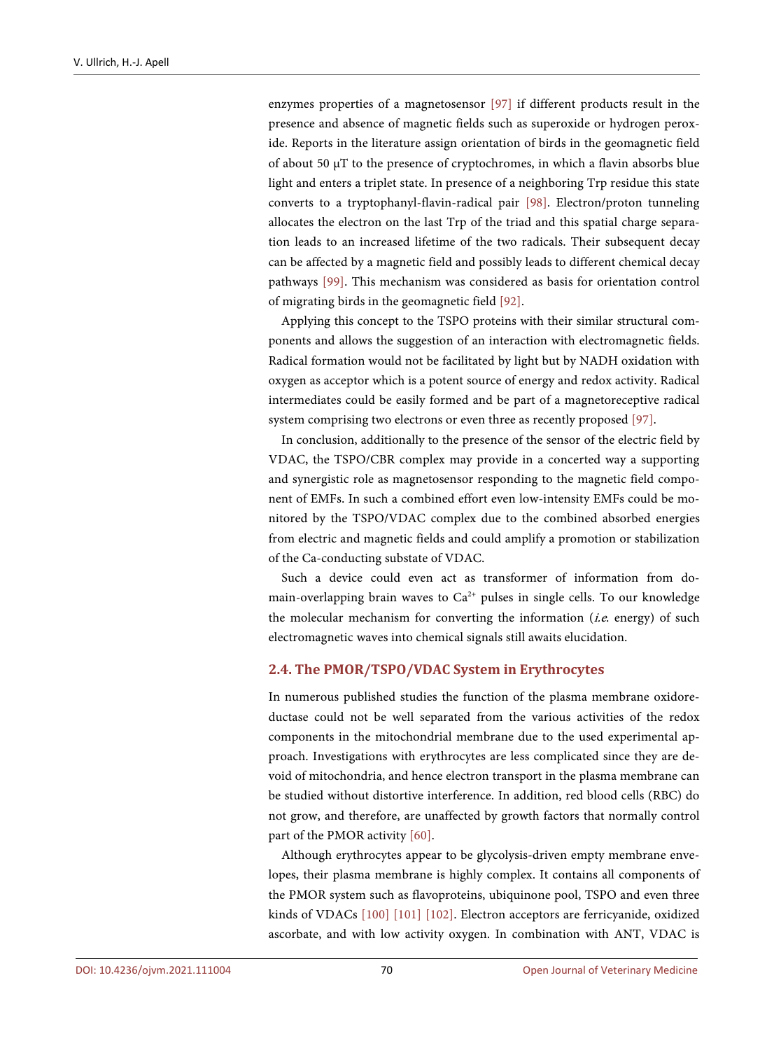enzymes properties of a magnetosensor [97] if different products result in the presence and absence of magnetic fields such as superoxide or hydrogen peroxide. Reports in the literature assign orientation of birds in the geomagnetic field of about 50 μT to the presence of cryptochromes, in which a flavin absorbs blue light and enters a triplet state. In presence of a neighboring Trp residue this state converts to a tryptophanyl-flavin-radical pair [98]. Electron/proton tunneling allocates the electron on the last Trp of the triad and this spatial charge separation leads to an increased lifetime of the two radicals. Their subsequent decay can be affected by a magnetic field and possibly leads to different chemical decay pathways [99]. This mechanism was considered as basis for orientation control of migrating birds in the geomagnetic field [92].

Applying this concept to the TSPO proteins with their similar structural components and allows the suggestion of an interaction with electromagnetic fields. Radical formation would not be facilitated by light but by NADH oxidation with oxygen as acceptor which is a potent source of energy and redox activity. Radical intermediates could be easily formed and be part of a magnetoreceptive radical system comprising two electrons or even three as recently proposed [97].

In conclusion, additionally to the presence of the sensor of the electric field by VDAC, the TSPO/CBR complex may provide in a concerted way a supporting and synergistic role as magnetosensor responding to the magnetic field component of EMFs. In such a combined effort even low-intensity EMFs could be monitored by the TSPO/VDAC complex due to the combined absorbed energies from electric and magnetic fields and could amplify a promotion or stabilization of the Ca-conducting substate of VDAC.

Such a device could even act as transformer of information from domain-overlapping brain waves to $Ca^{2+}$ pulses in single cells. To our knowledge the molecular mechanism for converting the information (*i.e.* energy) of such electromagnetic waves into chemical signals still awaits elucidation.

### 2.4. The PMOR/TSPO/VDAC System in Erythrocytes

In numerous published studies the function of the plasma membrane oxidoreductase could not be well separated from the various activities of the redox components in the mitochondrial membrane due to the used experimental approach. Investigations with erythrocytes are less complicated since they are devoid of mitochondria, and hence electron transport in the plasma membrane can be studied without distortive interference. In addition, red blood cells (RBC) do not grow, and therefore, are unaffected by growth factors that normally control part of the PMOR activity [60].

Although erythrocytes appear to be glycolysis-driven empty membrane envelopes, their plasma membrane is highly complex. It contains all components of the PMOR system such as flavoproteins, ubiquinone pool, TSPO and even three kinds of VDACs [100] [101] [102]. Electron acceptors are ferricyanide, oxidized ascorbate, and with low activity oxygen. In combination with ANT, VDAC is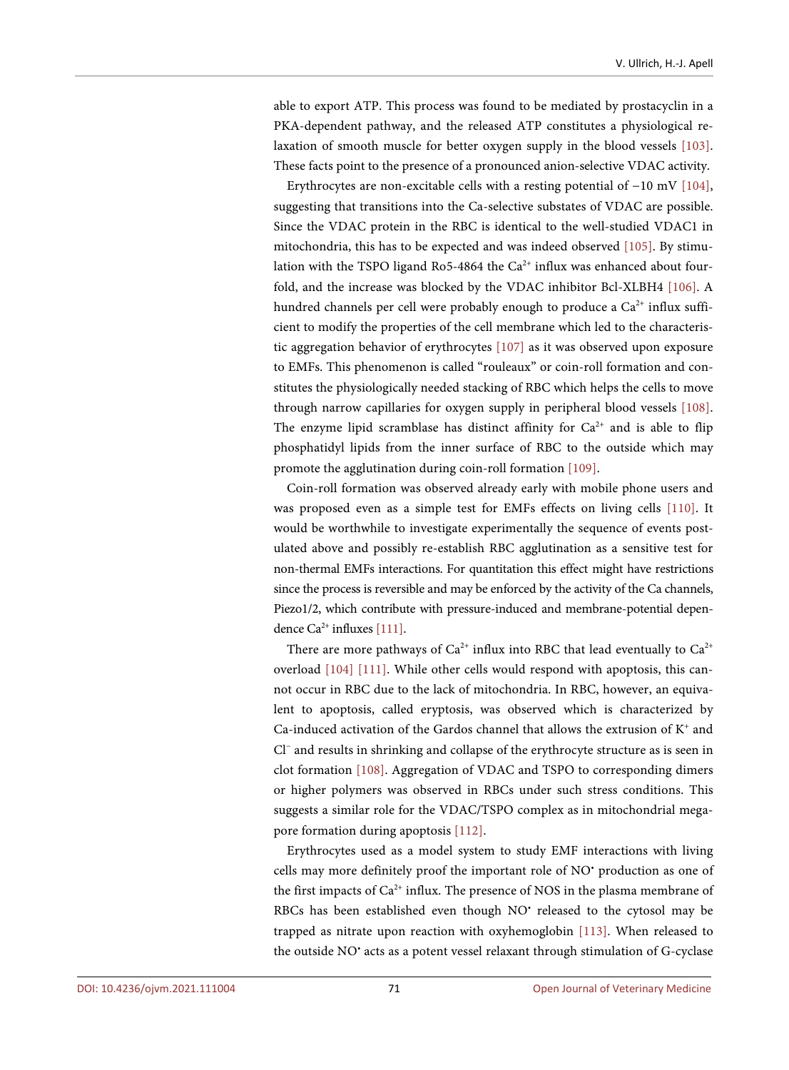able to export ATP. This process was found to be mediated by prostacyclin in a PKA-dependent pathway, and the released ATP constitutes a physiological relaxation of smooth muscle for better oxygen supply in the blood vessels [103]. These facts point to the presence of a pronounced anion-selective VDAC activity.

Erythrocytes are non-excitable cells with a resting potential of −10 mV [104], suggesting that transitions into the Ca-selective substates of VDAC are possible. Since the VDAC protein in the RBC is identical to the well-studied VDAC1 in mitochondria, this has to be expected and was indeed observed [105]. By stimulation with the TSPO ligand Ro5-4864 the $Ca^{2+}$ influx was enhanced about fourfold, and the increase was blocked by the VDAC inhibitor Bcl-XLBH4 [106]. A hundred channels per cell were probably enough to produce a $Ca^{2+}$ influx sufficient to modify the properties of the cell membrane which led to the characteristic aggregation behavior of erythrocytes [107] as it was observed upon exposure to EMFs. This phenomenon is called "rouleaux" or coin-roll formation and constitutes the physiologically needed stacking of RBC which helps the cells to move through narrow capillaries for oxygen supply in peripheral blood vessels [108]. The enzyme lipid scramblase has distinct affinity for $Ca^{2+}$ and is able to flip phosphatidyl lipids from the inner surface of RBC to the outside which may promote the agglutination during coin-roll formation [109].

Coin-roll formation was observed already early with mobile phone users and was proposed even as a simple test for EMFs effects on living cells [110]. It would be worthwhile to investigate experimentally the sequence of events postulated above and possibly re-establish RBC agglutination as a sensitive test for non-thermal EMFs interactions. For quantitation this effect might have restrictions since the process is reversible and may be enforced by the activity of the Ca channels, Piezo1/2, which contribute with pressure-induced and membrane-potential dependence $Ca^{2+}$ influxes [111].

There are more pathways of $Ca^{2+}$ influx into RBC that lead eventually to $Ca^{2+}$ overload [104] [111]. While other cells would respond with apoptosis, this cannot occur in RBC due to the lack of mitochondria. In RBC, however, an equivalent to apoptosis, called eryptosis, was observed which is characterized by Ca-induced activation of the Gardos channel that allows the extrusion of $K^+$ and $Cl^-$ and results in shrinking and collapse of the erythrocyte structure as is seen in clot formation [108]. Aggregation of VDAC and TSPO to corresponding dimers or higher polymers was observed in RBCs under such stress conditions. This suggests a similar role for the VDAC/TSPO complex as in mitochondrial megapore formation during apoptosis [112].

Erythrocytes used as a model system to study EMF interactions with living cells may more definitely proof the important role of $NO^\bullet$ production as one of the first impacts of $Ca^{2+}$ influx. The presence of NOS in the plasma membrane of RBCs has been established even though $NO^\bullet$ released to the cytosol may be trapped as nitrate upon reaction with oxyhemoglobin [113]. When released to the outside $NO^\bullet$ acts as a potent vessel relaxant through stimulation of G-cyclase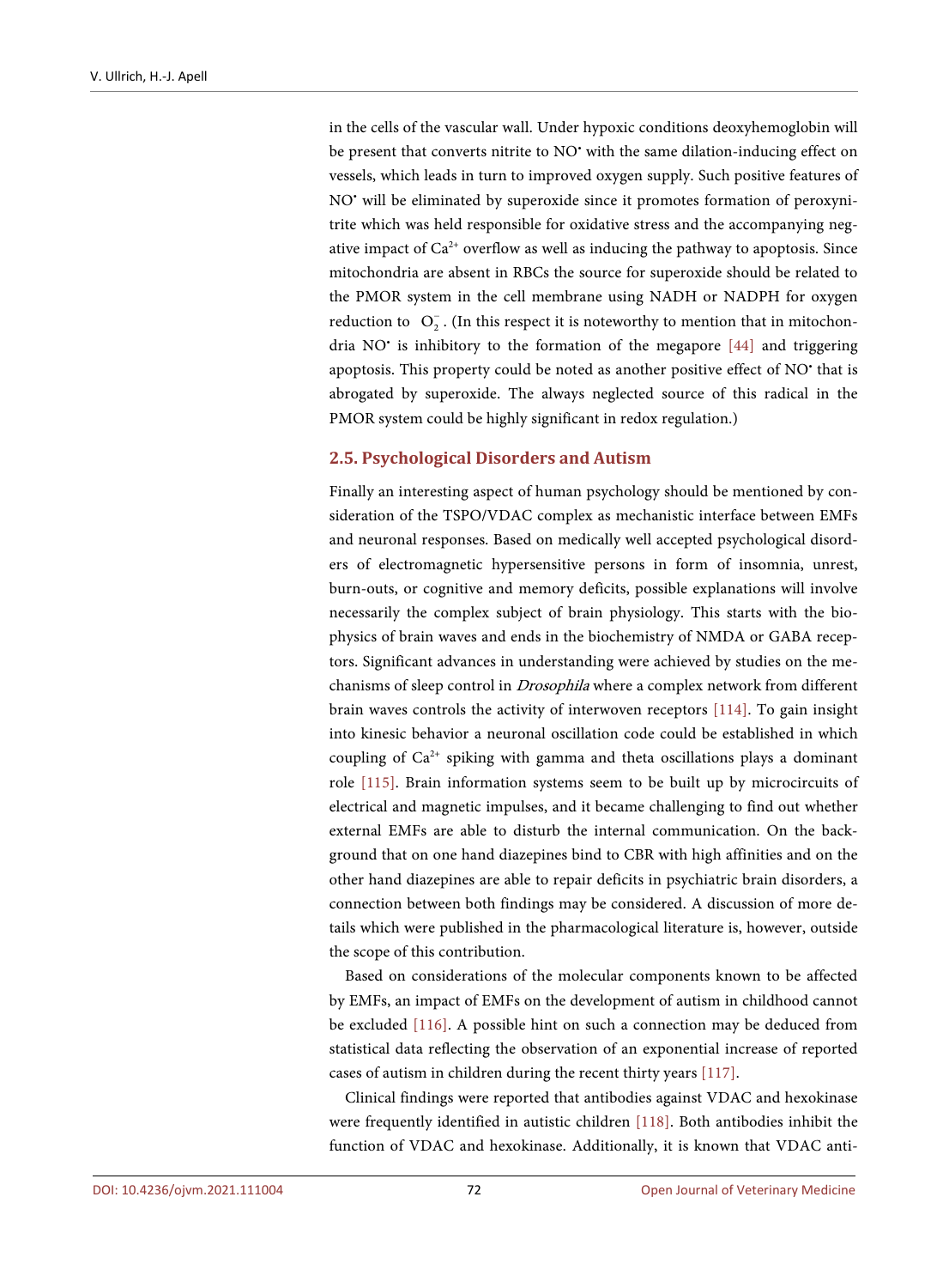in the cells of the vascular wall. Under hypoxic conditions deoxyhemoglobin will be present that converts nitrite to $NO^•$ with the same dilation-inducing effect on vessels, which leads in turn to improved oxygen supply. Such positive features of $NO^•$ will be eliminated by superoxide since it promotes formation of peroxynitrite which was held responsible for oxidative stress and the accompanying negative impact of $Ca^{2+}$ overflow as well as inducing the pathway to apoptosis. Since mitochondria are absent in RBCs the source for superoxide should be related to the PMOR system in the cell membrane using NADH or NADPH for oxygen reduction to $O_2^-$. (In this respect it is noteworthy to mention that in mitochondria $NO^•$ is inhibitory to the formation of the megapore [44] and triggering apoptosis. This property could be noted as another positive effect of $NO^•$ that is abrogated by superoxide. The always neglected source of this radical in the PMOR system could be highly significant in redox regulation.)

## 2.5. Psychological Disorders and Autism

Finally an interesting aspect of human psychology should be mentioned by consideration of the TSPO/VDAC complex as mechanistic interface between EMFs and neuronal responses. Based on medically well accepted psychological disorders of electromagnetic hypersensitive persons in form of insomnia, unrest, burn-outs, or cognitive and memory deficits, possible explanations will involve necessarily the complex subject of brain physiology. This starts with the biophysics of brain waves and ends in the biochemistry of NMDA or GABA receptors. Significant advances in understanding were achieved by studies on the mechanisms of sleep control in *Drosophila* where a complex network from different brain waves controls the activity of interwoven receptors [114]. To gain insight into kinesic behavior a neuronal oscillation code could be established in which coupling of $Ca^{2+}$ spiking with gamma and theta oscillations plays a dominant role [115]. Brain information systems seem to be built up by microcircuits of electrical and magnetic impulses, and it became challenging to find out whether external EMFs are able to disturb the internal communication. On the background that on one hand diazepines bind to CBR with high affinities and on the other hand diazepines are able to repair deficits in psychiatric brain disorders, a connection between both findings may be considered. A discussion of more details which were published in the pharmacological literature is, however, outside the scope of this contribution.

Based on considerations of the molecular components known to be affected by EMFs, an impact of EMFs on the development of autism in childhood cannot be excluded [116]. A possible hint on such a connection may be deduced from statistical data reflecting the observation of an exponential increase of reported cases of autism in children during the recent thirty years [117].

Clinical findings were reported that antibodies against VDAC and hexokinase were frequently identified in autistic children [118]. Both antibodies inhibit the function of VDAC and hexokinase. Additionally, it is known that VDAC anti-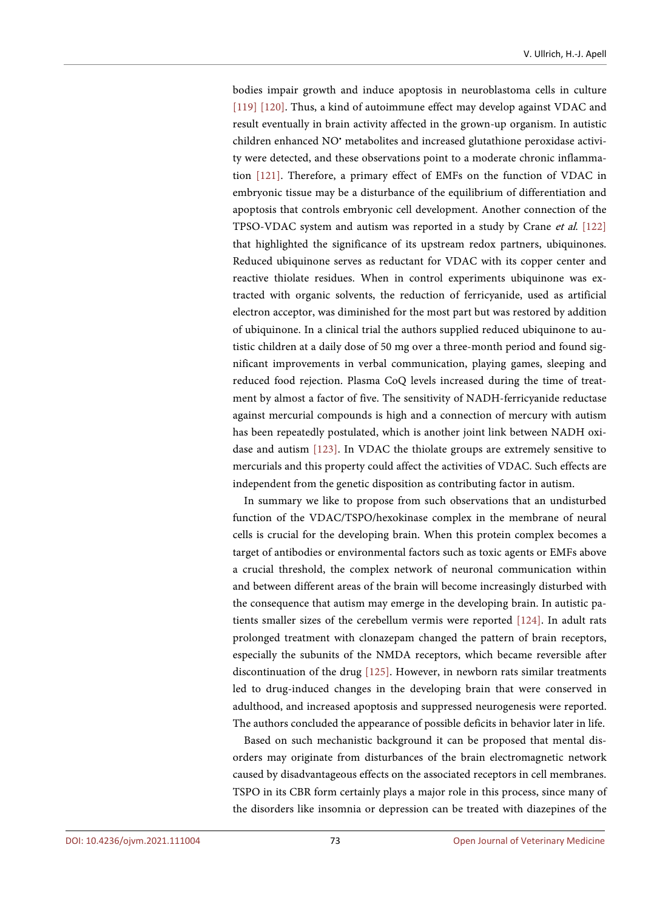bodies impair growth and induce apoptosis in neuroblastoma cells in culture [119] [120]. Thus, a kind of autoimmune effect may develop against VDAC and result eventually in brain activity affected in the grown-up organism. In autistic children enhanced NO• metabolites and increased glutathione peroxidase activity were detected, and these observations point to a moderate chronic inflammation [121]. Therefore, a primary effect of EMFs on the function of VDAC in embryonic tissue may be a disturbance of the equilibrium of differentiation and apoptosis that controls embryonic cell development. Another connection of the TPSO-VDAC system and autism was reported in a study by Crane *et al.* [122] that highlighted the significance of its upstream redox partners, ubiquinones. Reduced ubiquinone serves as reductant for VDAC with its copper center and reactive thiolate residues. When in control experiments ubiquinone was extracted with organic solvents, the reduction of ferricyanide, used as artificial electron acceptor, was diminished for the most part but was restored by addition of ubiquinone. In a clinical trial the authors supplied reduced ubiquinone to autistic children at a daily dose of 50 mg over a three-month period and found significant improvements in verbal communication, playing games, sleeping and reduced food rejection. Plasma CoQ levels increased during the time of treatment by almost a factor of five. The sensitivity of NADH-ferricyanide reductase against mercurial compounds is high and a connection of mercury with autism has been repeatedly postulated, which is another joint link between NADH oxidase and autism [123]. In VDAC the thiolate groups are extremely sensitive to mercurials and this property could affect the activities of VDAC. Such effects are independent from the genetic disposition as contributing factor in autism.

In summary we like to propose from such observations that an undisturbed function of the VDAC/TSPO/hexokinase complex in the membrane of neural cells is crucial for the developing brain. When this protein complex becomes a target of antibodies or environmental factors such as toxic agents or EMFs above a crucial threshold, the complex network of neuronal communication within and between different areas of the brain will become increasingly disturbed with the consequence that autism may emerge in the developing brain. In autistic patients smaller sizes of the cerebellum vermis were reported [124]. In adult rats prolonged treatment with clonazepam changed the pattern of brain receptors, especially the subunits of the NMDA receptors, which became reversible after discontinuation of the drug [125]. However, in newborn rats similar treatments led to drug-induced changes in the developing brain that were conserved in adulthood, and increased apoptosis and suppressed neurogenesis were reported. The authors concluded the appearance of possible deficits in behavior later in life.

Based on such mechanistic background it can be proposed that mental disorders may originate from disturbances of the brain electromagnetic network caused by disadvantageous effects on the associated receptors in cell membranes. TSPO in its CBR form certainly plays a major role in this process, since many of the disorders like insomnia or depression can be treated with diazepines of the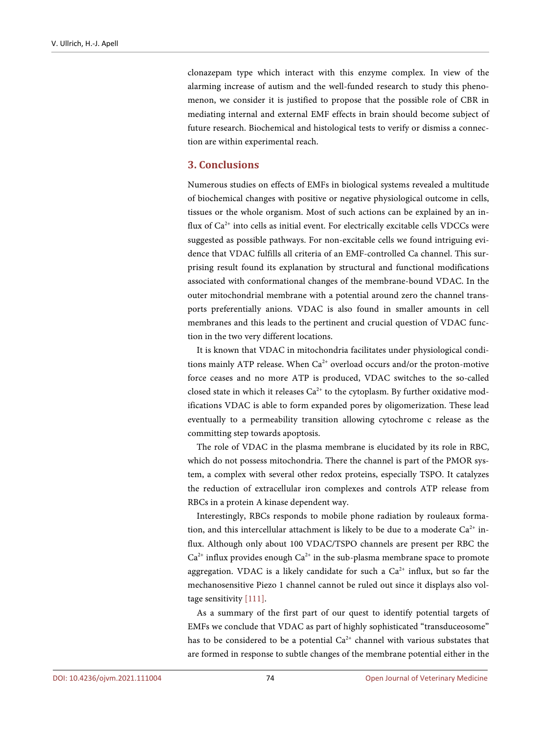clonazepam type which interact with this enzyme complex. In view of the alarming increase of autism and the well-funded research to study this phenomenon, we consider it is justified to propose that the possible role of CBR in mediating internal and external EMF effects in brain should become subject of future research. Biochemical and histological tests to verify or dismiss a connection are within experimental reach.

## 3. Conclusions

Numerous studies on effects of EMFs in biological systems revealed a multitude of biochemical changes with positive or negative physiological outcome in cells, tissues or the whole organism. Most of such actions can be explained by an influx of $Ca^{2+}$ into cells as initial event. For electrically excitable cells VDCCs were suggested as possible pathways. For non-excitable cells we found intriguing evidence that VDAC fulfills all criteria of an EMF-controlled Ca channel. This surprising result found its explanation by structural and functional modifications associated with conformational changes of the membrane-bound VDAC. In the outer mitochondrial membrane with a potential around zero the channel transports preferentially anions. VDAC is also found in smaller amounts in cell membranes and this leads to the pertinent and crucial question of VDAC function in the two very different locations.

It is known that VDAC in mitochondria facilitates under physiological conditions mainly ATP release. When $Ca^{2+}$ overload occurs and/or the proton-motive force ceases and no more ATP is produced, VDAC switches to the so-called closed state in which it releases $Ca^{2+}$ to the cytoplasm. By further oxidative modifications VDAC is able to form expanded pores by oligomerization. These lead eventually to a permeability transition allowing cytochrome c release as the committing step towards apoptosis.

The role of VDAC in the plasma membrane is elucidated by its role in RBC, which do not possess mitochondria. There the channel is part of the PMOR system, a complex with several other redox proteins, especially TSPO. It catalyzes the reduction of extracellular iron complexes and controls ATP release from RBCs in a protein A kinase dependent way.

Interestingly, RBCs responds to mobile phone radiation by rouleaux formation, and this intercellular attachment is likely to be due to a moderate $Ca^{2+}$ influx. Although only about 100 VDAC/TSPO channels are present per RBC the $Ca^{2+}$ influx provides enough $Ca^{2+}$ in the sub-plasma membrane space to promote aggregation. VDAC is a likely candidate for such a $Ca^{2+}$ influx, but so far the mechanosensitive Piezo 1 channel cannot be ruled out since it displays also voltage sensitivity [111].

As a summary of the first part of our quest to identify potential targets of EMFs we conclude that VDAC as part of highly sophisticated "transduceosome" has to be considered to be a potential $Ca^{2+}$ channel with various substates that are formed in response to subtle changes of the membrane potential either in the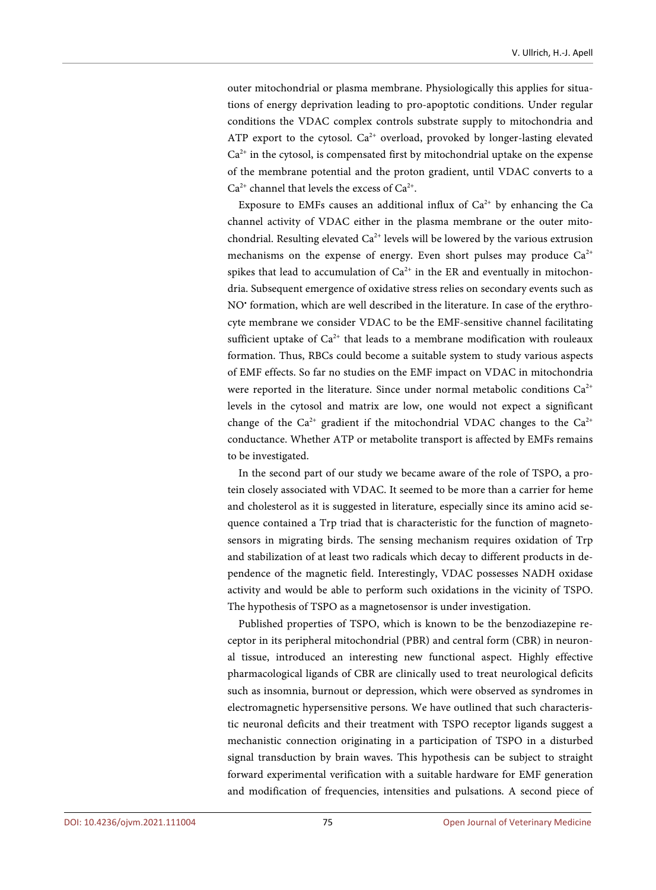outer mitochondrial or plasma membrane. Physiologically this applies for situations of energy deprivation leading to pro-apoptotic conditions. Under regular conditions the VDAC complex controls substrate supply to mitochondria and ATP export to the cytosol. $Ca^{2+}$ overload, provoked by longer-lasting elevated $Ca^{2+}$ in the cytosol, is compensated first by mitochondrial uptake on the expense of the membrane potential and the proton gradient, until VDAC converts to a $Ca^{2+}$ channel that levels the excess of $Ca^{2+}$.

Exposure to EMFs causes an additional influx of $Ca^{2+}$ by enhancing the Ca channel activity of VDAC either in the plasma membrane or the outer mitochondrial. Resulting elevated $Ca^{2+}$ levels will be lowered by the various extrusion mechanisms on the expense of energy. Even short pulses may produce $Ca^{2+}$ spikes that lead to accumulation of $Ca^{2+}$ in the ER and eventually in mitochondria. Subsequent emergence of oxidative stress relies on secondary events such as $NO^{\bullet}$ formation, which are well described in the literature. In case of the erythrocyte membrane we consider VDAC to be the EMF-sensitive channel facilitating sufficient uptake of $Ca^{2+}$ that leads to a membrane modification with rouleaux formation. Thus, RBCs could become a suitable system to study various aspects of EMF effects. So far no studies on the EMF impact on VDAC in mitochondria were reported in the literature. Since under normal metabolic conditions $Ca^{2+}$ levels in the cytosol and matrix are low, one would not expect a significant change of the $Ca^{2+}$ gradient if the mitochondrial VDAC changes to the $Ca^{2+}$ conductance. Whether ATP or metabolite transport is affected by EMFs remains to be investigated.

In the second part of our study we became aware of the role of TSPO, a protein closely associated with VDAC. It seemed to be more than a carrier for heme and cholesterol as it is suggested in literature, especially since its amino acid sequence contained a Trp triad that is characteristic for the function of magnetosensors in migrating birds. The sensing mechanism requires oxidation of Trp and stabilization of at least two radicals which decay to different products in dependence of the magnetic field. Interestingly, VDAC possesses NADH oxidase activity and would be able to perform such oxidations in the vicinity of TSPO. The hypothesis of TSPO as a magnetosensor is under investigation.

Published properties of TSPO, which is known to be the benzodiazepine receptor in its peripheral mitochondrial (PBR) and central form (CBR) in neuronal tissue, introduced an interesting new functional aspect. Highly effective pharmacological ligands of CBR are clinically used to treat neurological deficits such as insomnia, burnout or depression, which were observed as syndromes in electromagnetic hypersensitive persons. We have outlined that such characteristic neuronal deficits and their treatment with TSPO receptor ligands suggest a mechanistic connection originating in a participation of TSPO in a disturbed signal transduction by brain waves. This hypothesis can be subject to straight forward experimental verification with a suitable hardware for EMF generation and modification of frequencies, intensities and pulsations. A second piece of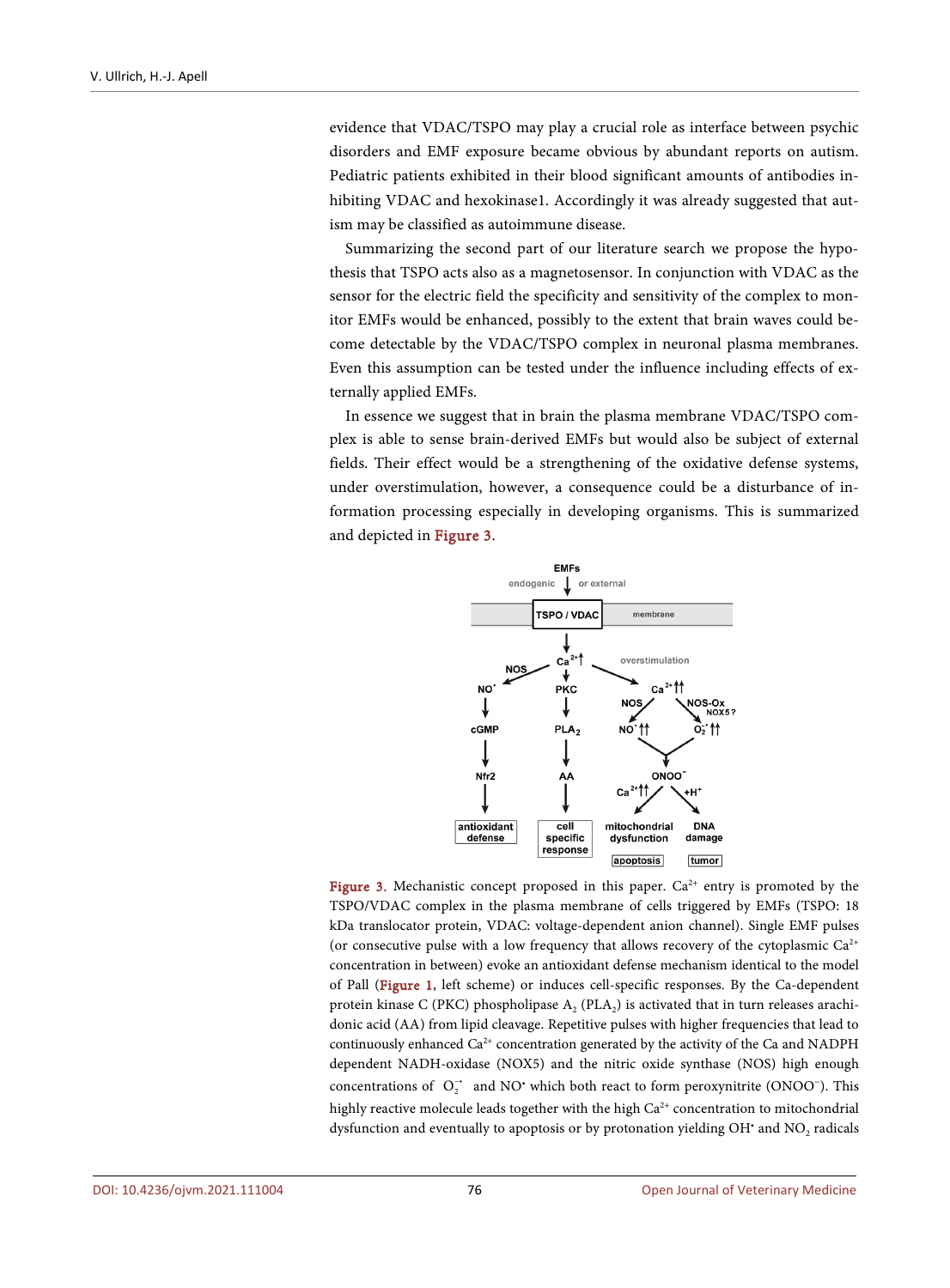evidence that VDAC/TSPO may play a crucial role as interface between psychic disorders and EMF exposure became obvious by abundant reports on autism. Pediatric patients exhibited in their blood significant amounts of antibodies inhibiting VDAC and hexokinase1. Accordingly it was already suggested that autism may be classified as autoimmune disease.

Summarizing the second part of our literature search we propose the hypothesis that TSPO acts also as a magnetosensor. In conjunction with VDAC as the sensor for the electric field the specificity and sensitivity of the complex to monitor EMFs would be enhanced, possibly to the extent that brain waves could become detectable by the VDAC/TSPO complex in neuronal plasma membranes. Even this assumption can be tested under the influence including effects of externally applied EMFs.

In essence we suggest that in brain the plasma membrane VDAC/TSPO complex is able to sense brain-derived EMFs but would also be subject of external fields. Their effect would be a strengthening of the oxidative defense systems, under overstimulation, however, a consequence could be a disturbance of information processing especially in developing organisms. This is summarized and depicted in Figure 3.

EMFs
endogenic
or external
TSPO / VDAC
membrane
$Ca^{2+}$↑
overstimulation
NOS
$NO^{\bullet}$
PKC
$Ca^{2+}$↑↑
NOS
NOS-Ox
NOX5?
cGMP
$PLA_2$
$NO^{\bullet}$↑↑
$O_2^{\bullet-}$↑↑
Nfr2
AA
$ONOO^{-}$
$Ca^{2+}$↑↑
$+H^{+}$
antioxidant defense
cell specific response
mitochondrial dysfunction
DNA damage
apoptosis
tumor

**Figure 3.** Mechanistic concept proposed in this paper. $Ca^{2+}$ entry is promoted by the TSPO/VDAC complex in the plasma membrane of cells triggered by EMFs (TSPO: 18 kDa translocator protein, VDAC: voltage-dependent anion channel). Single EMF pulses (or consecutive pulse with a low frequency that allows recovery of the cytoplasmic $Ca^{2+}$ concentration in between) evoke an antioxidant defense mechanism identical to the model of Pall (Figure 1, left scheme) or induces cell-specific responses. By the Ca-dependent protein kinase C (PKC) phospholipase $A_2$ ($PLA_2$) is activated that in turn releases arachidonic acid (AA) from lipid cleavage. Repetitive pulses with higher frequencies that lead to continuously enhanced $Ca^{2+}$ concentration generated by the activity of the Ca and NADPH dependent NADH-oxidase (NOX5) and the nitric oxide synthase (NOS) high enough concentrations of $O_2^{\bullet-}$ and $NO^{\bullet}$ which both react to form peroxynitrite ($ONOO^{-}$). This highly reactive molecule leads together with the high $Ca^{2+}$ concentration to mitochondrial dysfunction and eventually to apoptosis or by protonation yielding $OH^{\bullet}$ and $NO_2$ radicals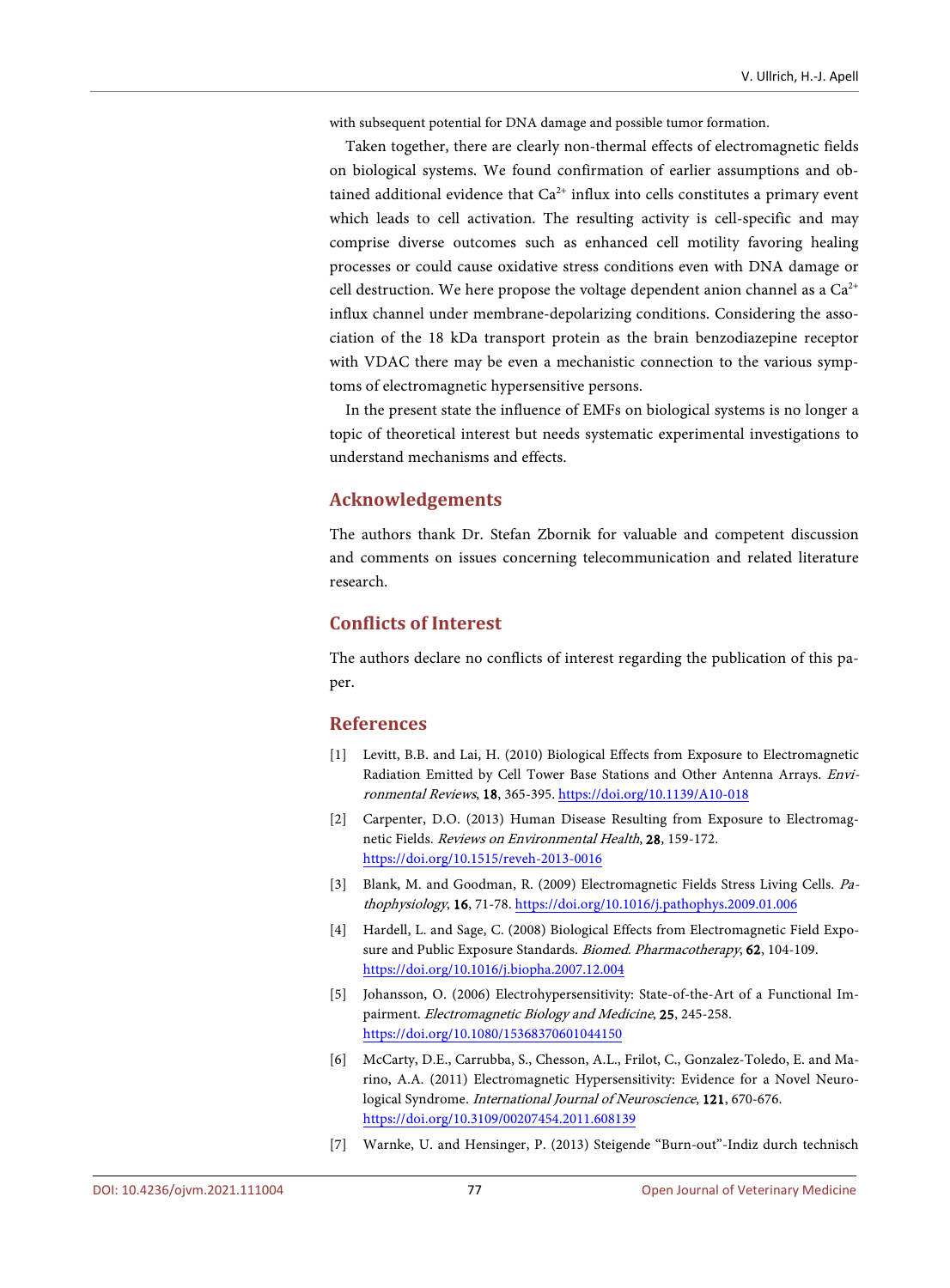with subsequent potential for DNA damage and possible tumor formation.

Taken together, there are clearly non-thermal effects of electromagnetic fields on biological systems. We found confirmation of earlier assumptions and obtained additional evidence that $Ca^{2+}$ influx into cells constitutes a primary event which leads to cell activation. The resulting activity is cell-specific and may comprise diverse outcomes such as enhanced cell motility favoring healing processes or could cause oxidative stress conditions even with DNA damage or cell destruction. We here propose the voltage dependent anion channel as a $Ca^{2+}$ influx channel under membrane-depolarizing conditions. Considering the association of the 18 kDa transport protein as the brain benzodiazepine receptor with VDAC there may be even a mechanistic connection to the various symptoms of electromagnetic hypersensitive persons.

In the present state the influence of EMFs on biological systems is no longer a topic of theoretical interest but needs systematic experimental investigations to understand mechanisms and effects.

## Acknowledgements

The authors thank Dr. Stefan Zbornik for valuable and competent discussion and comments on issues concerning telecommunication and related literature research.

## Conflicts of Interest

The authors declare no conflicts of interest regarding the publication of this paper.

## References

[1] Levitt, B.B. and Lai, H. (2010) Biological Effects from Exposure to Electromagnetic Radiation Emitted by Cell Tower Base Stations and Other Antenna Arrays. *Environmental Reviews*, **18**, 365-395. https://doi.org/10.1139/A10-018

[2] Carpenter, D.O. (2013) Human Disease Resulting from Exposure to Electromagnetic Fields. *Reviews on Environmental Health*, **28**, 159-172. https://doi.org/10.1515/reveh-2013-0016

[3] Blank, M. and Goodman, R. (2009) Electromagnetic Fields Stress Living Cells. *Pathophysiology*, **16**, 71-78. https://doi.org/10.1016/j.pathophys.2009.01.006

[4] Hardell, L. and Sage, C. (2008) Biological Effects from Electromagnetic Field Exposure and Public Exposure Standards. *Biomed. Pharmacotherapy*, **62**, 104-109. https://doi.org/10.1016/j.biopha.2007.12.004

[5] Johansson, O. (2006) Electrohypersensitivity: State-of-the-Art of a Functional Impairment. *Electromagnetic Biology and Medicine*, **25**, 245-258. https://doi.org/10.1080/15368370601044150

[6] McCarty, D.E., Carrubba, S., Chesson, A.L., Frilot, C., Gonzalez-Toledo, E. and Marino, A.A. (2011) Electromagnetic Hypersensitivity: Evidence for a Novel Neurological Syndrome. *International Journal of Neuroscience*, **121**, 670-676. https://doi.org/10.3109/00207454.2011.608139

[7] Warnke, U. and Hensinger, P. (2013) Steigende "Burn-out"-Indiz durch technisch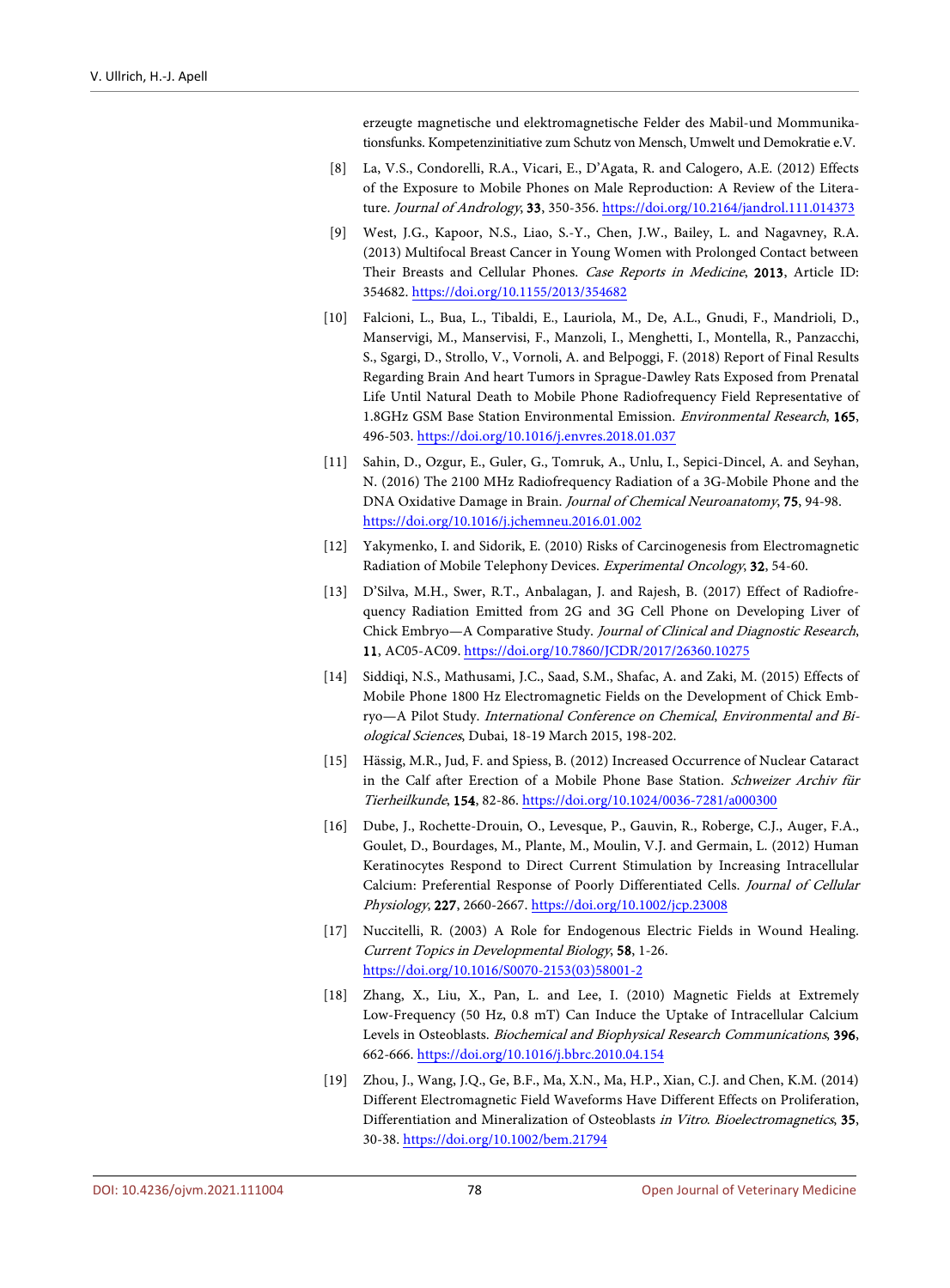erzeugte magnetische und elektromagnetische Felder des Mabil-und Mommunikationsfunks. Kompetenzinitiative zum Schutz von Mensch, Umwelt und Demokratie e.V.

[8] La, V.S., Condorelli, R.A., Vicari, E., D'Agata, R. and Calogero, A.E. (2012) Effects of the Exposure to Mobile Phones on Male Reproduction: A Review of the Literature. *Journal of Andrology*, **33**, 350-356. https://doi.org/10.2164/jandrol.111.014373

[9] West, J.G., Kapoor, N.S., Liao, S.-Y., Chen, J.W., Bailey, L. and Nagavney, R.A. (2013) Multifocal Breast Cancer in Young Women with Prolonged Contact between Their Breasts and Cellular Phones. *Case Reports in Medicine*, **2013**, Article ID: 354682. https://doi.org/10.1155/2013/354682

[10] Falcioni, L., Bua, L., Tibaldi, E., Lauriola, M., De, A.L., Gnudi, F., Mandrioli, D., Manservigi, M., Manservisi, F., Manzoli, I., Menghetti, I., Montella, R., Panzacchi, S., Sgargi, D., Strollo, V., Vornoli, A. and Belpoggi, F. (2018) Report of Final Results Regarding Brain And heart Tumors in Sprague-Dawley Rats Exposed from Prenatal Life Until Natural Death to Mobile Phone Radiofrequency Field Representative of 1.8GHz GSM Base Station Environmental Emission. *Environmental Research*, **165**, 496-503. https://doi.org/10.1016/j.envres.2018.01.037

[11] Sahin, D., Ozgur, E., Guler, G., Tomruk, A., Unlu, I., Sepici-Dincel, A. and Seyhan, N. (2016) The 2100 MHz Radiofrequency Radiation of a 3G-Mobile Phone and the DNA Oxidative Damage in Brain. *Journal of Chemical Neuroanatomy*, **75**, 94-98. https://doi.org/10.1016/j.jchemneu.2016.01.002

[12] Yakymenko, I. and Sidorik, E. (2010) Risks of Carcinogenesis from Electromagnetic Radiation of Mobile Telephony Devices. *Experimental Oncology*, **32**, 54-60.

[13] D'Silva, M.H., Swer, R.T., Anbalagan, J. and Rajesh, B. (2017) Effect of Radiofrequency Radiation Emitted from 2G and 3G Cell Phone on Developing Liver of Chick Embryo—A Comparative Study. *Journal of Clinical and Diagnostic Research*, **11**, AC05-AC09. https://doi.org/10.7860/JCDR/2017/26360.10275

[14] Siddiqi, N.S., Mathusami, J.C., Saad, S.M., Shafac, A. and Zaki, M. (2015) Effects of Mobile Phone 1800 Hz Electromagnetic Fields on the Development of Chick Embryo—A Pilot Study. *International Conference on Chemical*, *Environmental and Biological Sciences*, Dubai, 18-19 March 2015, 198-202.

[15] Hässig, M.R., Jud, F. and Spiess, B. (2012) Increased Occurrence of Nuclear Cataract in the Calf after Erection of a Mobile Phone Base Station. *Schweizer Archiv für Tierheilkunde*, **154**, 82-86. https://doi.org/10.1024/0036-7281/a000300

[16] Dube, J., Rochette-Drouin, O., Levesque, P., Gauvin, R., Roberge, C.J., Auger, F.A., Goulet, D., Bourdages, M., Plante, M., Moulin, V.J. and Germain, L. (2012) Human Keratinocytes Respond to Direct Current Stimulation by Increasing Intracellular Calcium: Preferential Response of Poorly Differentiated Cells. *Journal of Cellular Physiology*, **227**, 2660-2667. https://doi.org/10.1002/jcp.23008

[17] Nuccitelli, R. (2003) A Role for Endogenous Electric Fields in Wound Healing. *Current Topics in Developmental Biology*, **58**, 1-26. https://doi.org/10.1016/S0070-2153(03)58001-2

[18] Zhang, X., Liu, X., Pan, L. and Lee, I. (2010) Magnetic Fields at Extremely Low-Frequency (50 Hz, 0.8 mT) Can Induce the Uptake of Intracellular Calcium Levels in Osteoblasts. *Biochemical and Biophysical Research Communications*, **396**, 662-666. https://doi.org/10.1016/j.bbrc.2010.04.154

[19] Zhou, J., Wang, J.Q., Ge, B.F., Ma, X.N., Ma, H.P., Xian, C.J. and Chen, K.M. (2014) Different Electromagnetic Field Waveforms Have Different Effects on Proliferation, Differentiation and Mineralization of Osteoblasts *in Vitro*. *Bioelectromagnetics*, **35**, 30-38. https://doi.org/10.1002/bem.21794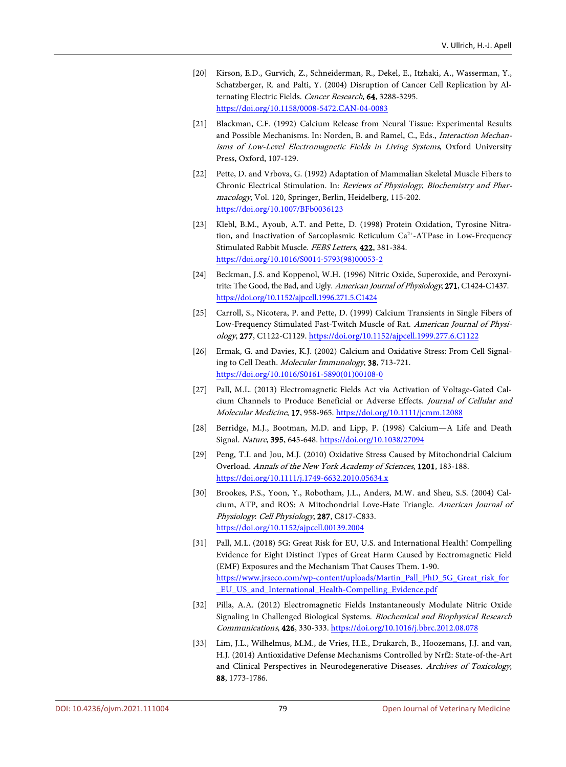[20] Kirson, E.D., Gurvich, Z., Schneiderman, R., Dekel, E., Itzhaki, A., Wasserman, Y., Schatzberger, R. and Palti, Y. (2004) Disruption of Cancer Cell Replication by Alternating Electric Fields. *Cancer Research*, **64**, 3288-3295. https://doi.org/10.1158/0008-5472.CAN-04-0083

[21] Blackman, C.F. (1992) Calcium Release from Neural Tissue: Experimental Results and Possible Mechanisms. In: Norden, B. and Ramel, C., Eds., *Interaction Mechanisms of Low-Level Electromagnetic Fields in Living Systems*, Oxford University Press, Oxford, 107-129.

[22] Pette, D. and Vrbova, G. (1992) Adaptation of Mammalian Skeletal Muscle Fibers to Chronic Electrical Stimulation. In: *Reviews of Physiology*, *Biochemistry and Pharmacology*, Vol. 120, Springer, Berlin, Heidelberg, 115-202. https://doi.org/10.1007/BFb0036123

[23] Klebl, B.M., Ayoub, A.T. and Pette, D. (1998) Protein Oxidation, Tyrosine Nitration, and Inactivation of Sarcoplasmic Reticulum $Ca^{2+}$-ATPase in Low-Frequency Stimulated Rabbit Muscle. *FEBS Letters*, **422**, 381-384. https://doi.org/10.1016/S0014-5793(98)00053-2

[24] Beckman, J.S. and Koppenol, W.H. (1996) Nitric Oxide, Superoxide, and Peroxynitrite: The Good, the Bad, and Ugly. *American Journal of Physiology*, **271**, C1424-C1437. https://doi.org/10.1152/ajpcell.1996.271.5.C1424

[25] Carroll, S., Nicotera, P. and Pette, D. (1999) Calcium Transients in Single Fibers of Low-Frequency Stimulated Fast-Twitch Muscle of Rat. *American Journal of Physiology*, **277**, C1122-C1129. https://doi.org/10.1152/ajpcell.1999.277.6.C1122

[26] Ermak, G. and Davies, K.J. (2002) Calcium and Oxidative Stress: From Cell Signaling to Cell Death. *Molecular Immunology*, **38**, 713-721. https://doi.org/10.1016/S0161-5890(01)00108-0

[27] Pall, M.L. (2013) Electromagnetic Fields Act via Activation of Voltage-Gated Calcium Channels to Produce Beneficial or Adverse Effects. *Journal of Cellular and Molecular Medicine*, **17**, 958-965. https://doi.org/10.1111/jcmm.12088

[28] Berridge, M.J., Bootman, M.D. and Lipp, P. (1998) Calcium—A Life and Death Signal. *Nature*, **395**, 645-648. https://doi.org/10.1038/27094

[29] Peng, T.I. and Jou, M.J. (2010) Oxidative Stress Caused by Mitochondrial Calcium Overload. *Annals of the New York Academy of Sciences*, **1201**, 183-188. https://doi.org/10.1111/j.1749-6632.2010.05634.x

[30] Brookes, P.S., Yoon, Y., Robotham, J.L., Anders, M.W. and Sheu, S.S. (2004) Calcium, ATP, and ROS: A Mitochondrial Love-Hate Triangle. *American Journal of Physiology*: *Cell Physiology*, **287**, C817-C833. https://doi.org/10.1152/ajpcell.00139.2004

[31] Pall, M.L. (2018) 5G: Great Risk for EU, U.S. and International Health! Compelling Evidence for Eight Distinct Types of Great Harm Caused by Eectromagnetic Field (EMF) Exposures and the Mechanism That Causes Them. 1-90. https://www.jrseco.com/wp-content/uploads/Martin_Pall_PhD_5G_Great_risk_for_EU_US_and_International_Health-Compelling_Evidence.pdf

[32] Pilla, A.A. (2012) Electromagnetic Fields Instantaneously Modulate Nitric Oxide Signaling in Challenged Biological Systems. *Biochemical and Biophysical Research Communications*, **426**, 330-333. https://doi.org/10.1016/j.bbrc.2012.08.078

[33] Lim, J.L., Wilhelmus, M.M., de Vries, H.E., Drukarch, B., Hoozemans, J.J. and van, H.J. (2014) Antioxidative Defense Mechanisms Controlled by Nrf2: State-of-the-Art and Clinical Perspectives in Neurodegenerative Diseases. *Archives of Toxicology*, **88**, 1773-1786.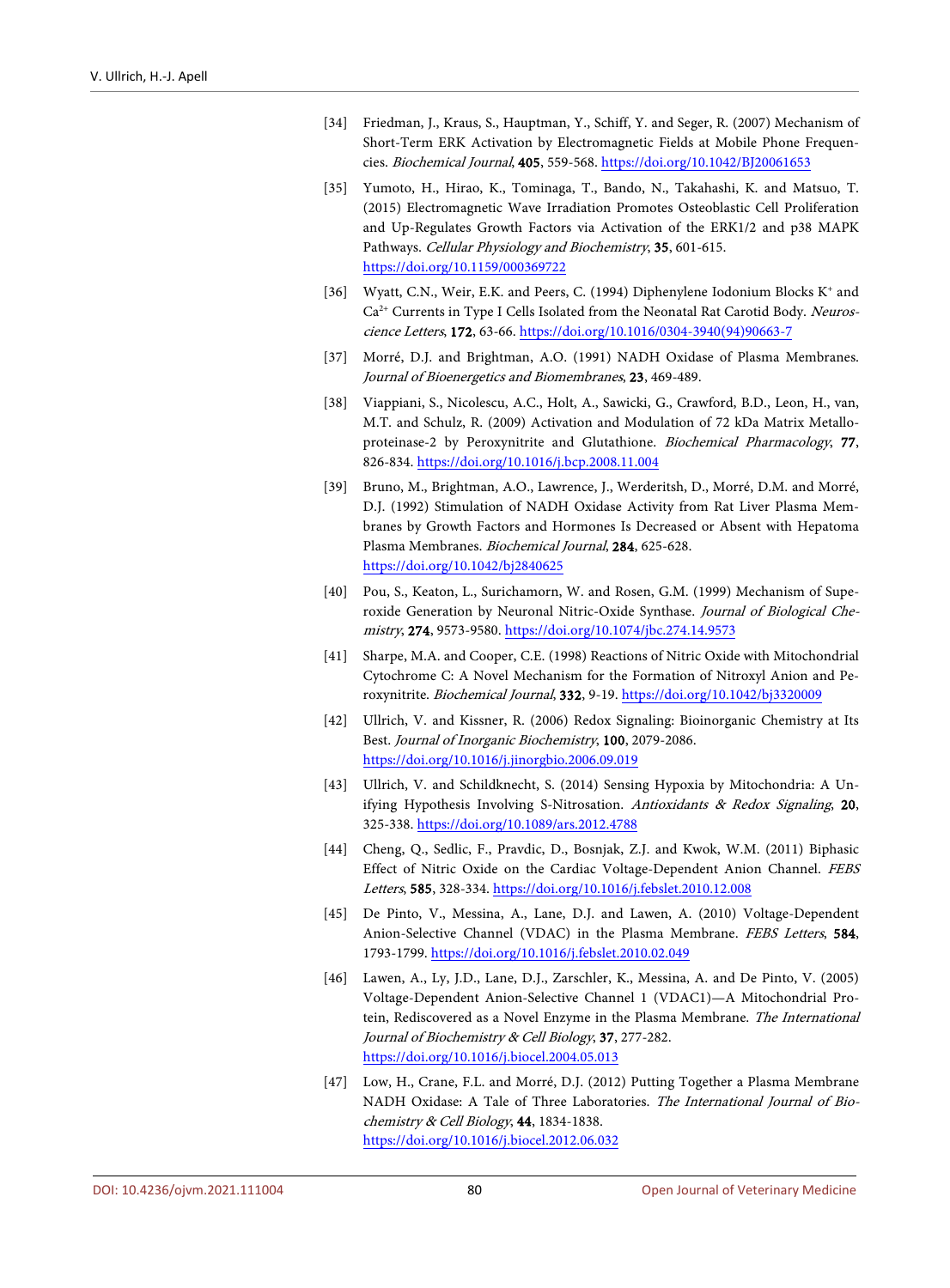[34] Friedman, J., Kraus, S., Hauptman, Y., Schiff, Y. and Seger, R. (2007) Mechanism of Short-Term ERK Activation by Electromagnetic Fields at Mobile Phone Frequencies. *Biochemical Journal*, **405**, 559-568. https://doi.org/10.1042/BJ20061653

[35] Yumoto, H., Hirao, K., Tominaga, T., Bando, N., Takahashi, K. and Matsuo, T. (2015) Electromagnetic Wave Irradiation Promotes Osteoblastic Cell Proliferation and Up-Regulates Growth Factors via Activation of the ERK1/2 and p38 MAPK Pathways. *Cellular Physiology and Biochemistry*, **35**, 601-615. https://doi.org/10.1159/000369722

[36] Wyatt, C.N., Weir, E.K. and Peers, C. (1994) Diphenylene Iodonium Blocks $K^+$ and $Ca^{2+}$ Currents in Type I Cells Isolated from the Neonatal Rat Carotid Body. *Neuroscience Letters*, **172**, 63-66. https://doi.org/10.1016/0304-3940(94)90663-7

[37] Morré, D.J. and Brightman, A.O. (1991) NADH Oxidase of Plasma Membranes. *Journal of Bioenergetics and Biomembranes*, **23**, 469-489.

[38] Viappiani, S., Nicolescu, A.C., Holt, A., Sawicki, G., Crawford, B.D., Leon, H., van, M.T. and Schulz, R. (2009) Activation and Modulation of 72 kDa Matrix Metalloproteinase-2 by Peroxynitrite and Glutathione. *Biochemical Pharmacology*, **77**, 826-834. https://doi.org/10.1016/j.bcp.2008.11.004

[39] Bruno, M., Brightman, A.O., Lawrence, J., Werderitsh, D., Morré, D.M. and Morré, D.J. (1992) Stimulation of NADH Oxidase Activity from Rat Liver Plasma Membranes by Growth Factors and Hormones Is Decreased or Absent with Hepatoma Plasma Membranes. *Biochemical Journal*, **284**, 625-628. https://doi.org/10.1042/bj2840625

[40] Pou, S., Keaton, L., Surichamorn, W. and Rosen, G.M. (1999) Mechanism of Superoxide Generation by Neuronal Nitric-Oxide Synthase. *Journal of Biological Chemistry*, **274**, 9573-9580. https://doi.org/10.1074/jbc.274.14.9573

[41] Sharpe, M.A. and Cooper, C.E. (1998) Reactions of Nitric Oxide with Mitochondrial Cytochrome C: A Novel Mechanism for the Formation of Nitroxyl Anion and Peroxynitrite. *Biochemical Journal*, **332**, 9-19. https://doi.org/10.1042/bj3320009

[42] Ullrich, V. and Kissner, R. (2006) Redox Signaling: Bioinorganic Chemistry at Its Best. *Journal of Inorganic Biochemistry*, **100**, 2079-2086. https://doi.org/10.1016/j.jinorgbio.2006.09.019

[43] Ullrich, V. and Schildknecht, S. (2014) Sensing Hypoxia by Mitochondria: A Unifying Hypothesis Involving S-Nitrosation. *Antioxidants & Redox Signaling*, **20**, 325-338. https://doi.org/10.1089/ars.2012.4788

[44] Cheng, Q., Sedlic, F., Pravdic, D., Bosnjak, Z.J. and Kwok, W.M. (2011) Biphasic Effect of Nitric Oxide on the Cardiac Voltage-Dependent Anion Channel. *FEBS Letters*, **585**, 328-334. https://doi.org/10.1016/j.febslet.2010.12.008

[45] De Pinto, V., Messina, A., Lane, D.J. and Lawen, A. (2010) Voltage-Dependent Anion-Selective Channel (VDAC) in the Plasma Membrane. *FEBS Letters*, **584**, 1793-1799. https://doi.org/10.1016/j.febslet.2010.02.049

[46] Lawen, A., Ly, J.D., Lane, D.J., Zarschler, K., Messina, A. and De Pinto, V. (2005) Voltage-Dependent Anion-Selective Channel 1 (VDAC1)—A Mitochondrial Protein, Rediscovered as a Novel Enzyme in the Plasma Membrane. *The International Journal of Biochemistry & Cell Biology*, **37**, 277-282. https://doi.org/10.1016/j.biocel.2004.05.013

[47] Low, H., Crane, F.L. and Morré, D.J. (2012) Putting Together a Plasma Membrane NADH Oxidase: A Tale of Three Laboratories. *The International Journal of Biochemistry & Cell Biology*, **44**, 1834-1838. https://doi.org/10.1016/j.biocel.2012.06.032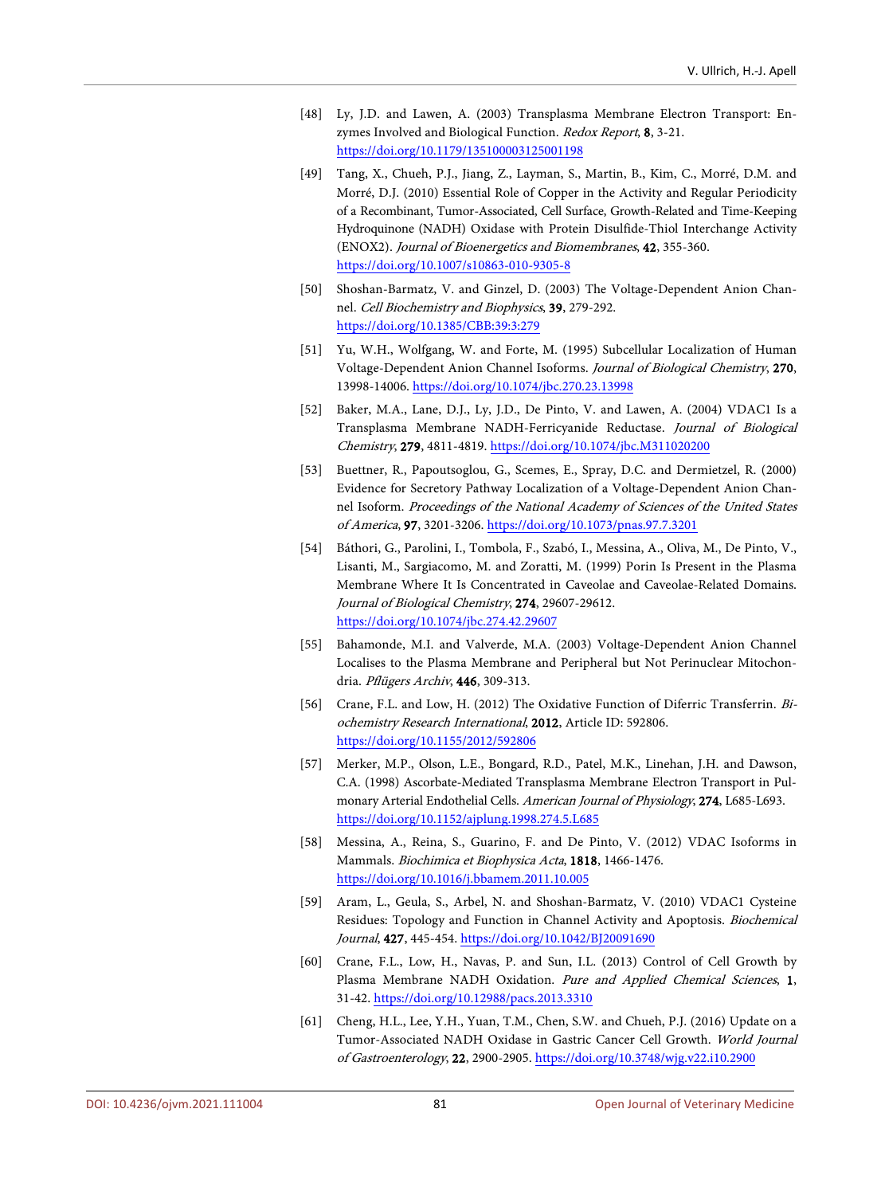[48] Ly, J.D. and Lawen, A. (2003) Transplasma Membrane Electron Transport: Enzymes Involved and Biological Function. *Redox Report*, **8**, 3-21. https://doi.org/10.1179/135100003125001198

[49] Tang, X., Chueh, P.J., Jiang, Z., Layman, S., Martin, B., Kim, C., Morré, D.M. and Morré, D.J. (2010) Essential Role of Copper in the Activity and Regular Periodicity of a Recombinant, Tumor-Associated, Cell Surface, Growth-Related and Time-Keeping Hydroquinone (NADH) Oxidase with Protein Disulfide-Thiol Interchange Activity (ENOX2). *Journal of Bioenergetics and Biomembranes*, **42**, 355-360. https://doi.org/10.1007/s10863-010-9305-8

[50] Shoshan-Barmatz, V. and Ginzel, D. (2003) The Voltage-Dependent Anion Channel. *Cell Biochemistry and Biophysics*, **39**, 279-292. https://doi.org/10.1385/CBB:39:3:279

[51] Yu, W.H., Wolfgang, W. and Forte, M. (1995) Subcellular Localization of Human Voltage-Dependent Anion Channel Isoforms. *Journal of Biological Chemistry*, **270**, 13998-14006. https://doi.org/10.1074/jbc.270.23.13998

[52] Baker, M.A., Lane, D.J., Ly, J.D., De Pinto, V. and Lawen, A. (2004) VDAC1 Is a Transplasma Membrane NADH-Ferricyanide Reductase. *Journal of Biological Chemistry*, **279**, 4811-4819. https://doi.org/10.1074/jbc.M311020200

[53] Buettner, R., Papoutsoglou, G., Scemes, E., Spray, D.C. and Dermietzel, R. (2000) Evidence for Secretory Pathway Localization of a Voltage-Dependent Anion Channel Isoform. *Proceedings of the National Academy of Sciences of the United States of America*, **97**, 3201-3206. https://doi.org/10.1073/pnas.97.7.3201

[54] Báthori, G., Parolini, I., Tombola, F., Szabó, I., Messina, A., Oliva, M., De Pinto, V., Lisanti, M., Sargiacomo, M. and Zoratti, M. (1999) Porin Is Present in the Plasma Membrane Where It Is Concentrated in Caveolae and Caveolae-Related Domains. *Journal of Biological Chemistry*, **274**, 29607-29612. https://doi.org/10.1074/jbc.274.42.29607

[55] Bahamonde, M.I. and Valverde, M.A. (2003) Voltage-Dependent Anion Channel Localises to the Plasma Membrane and Peripheral but Not Perinuclear Mitochondria. *Pflügers Archiv*, **446**, 309-313.

[56] Crane, F.L. and Low, H. (2012) The Oxidative Function of Diferric Transferrin. *Biochemistry Research International*, **2012**, Article ID: 592806. https://doi.org/10.1155/2012/592806

[57] Merker, M.P., Olson, L.E., Bongard, R.D., Patel, M.K., Linehan, J.H. and Dawson, C.A. (1998) Ascorbate-Mediated Transplasma Membrane Electron Transport in Pulmonary Arterial Endothelial Cells. *American Journal of Physiology*, **274**, L685-L693. https://doi.org/10.1152/ajplung.1998.274.5.L685

[58] Messina, A., Reina, S., Guarino, F. and De Pinto, V. (2012) VDAC Isoforms in Mammals. *Biochimica et Biophysica Acta*, **1818**, 1466-1476. https://doi.org/10.1016/j.bbamem.2011.10.005

[59] Aram, L., Geula, S., Arbel, N. and Shoshan-Barmatz, V. (2010) VDAC1 Cysteine Residues: Topology and Function in Channel Activity and Apoptosis. *Biochemical Journal*, **427**, 445-454. https://doi.org/10.1042/BJ20091690

[60] Crane, F.L., Low, H., Navas, P. and Sun, I.L. (2013) Control of Cell Growth by Plasma Membrane NADH Oxidation. *Pure and Applied Chemical Sciences*, **1**, 31-42. https://doi.org/10.12988/pacs.2013.3310

[61] Cheng, H.L., Lee, Y.H., Yuan, T.M., Chen, S.W. and Chueh, P.J. (2016) Update on a Tumor-Associated NADH Oxidase in Gastric Cancer Cell Growth. *World Journal of Gastroenterology*, **22**, 2900-2905. https://doi.org/10.3748/wjg.v22.i10.2900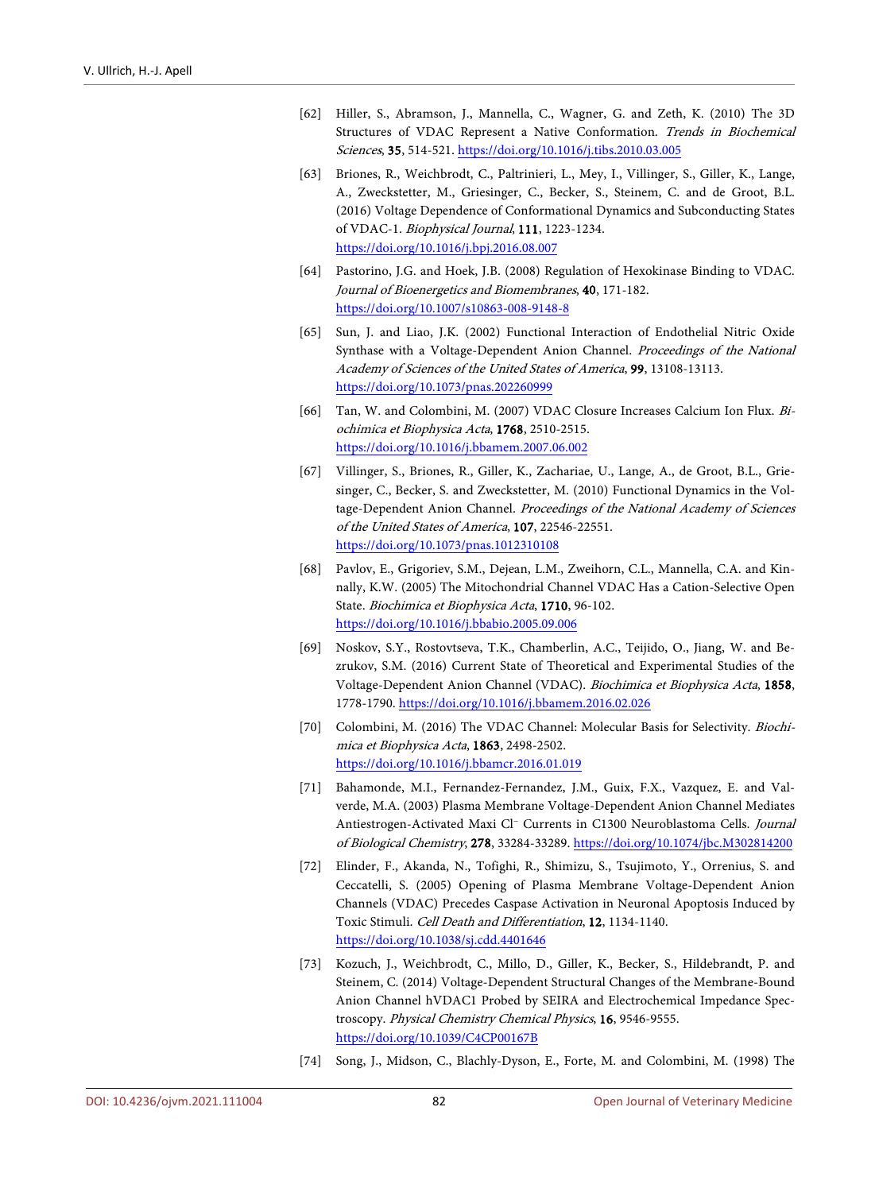[62] Hiller, S., Abramson, J., Mannella, C., Wagner, G. and Zeth, K. (2010) The 3D Structures of VDAC Represent a Native Conformation. *Trends in Biochemical Sciences*, **35**, 514-521. https://doi.org/10.1016/j.tibs.2010.03.005

[63] Briones, R., Weichbrodt, C., Paltrinieri, L., Mey, I., Villinger, S., Giller, K., Lange, A., Zweckstetter, M., Griesinger, C., Becker, S., Steinem, C. and de Groot, B.L. (2016) Voltage Dependence of Conformational Dynamics and Subconducting States of VDAC-1. *Biophysical Journal*, **111**, 1223-1234. https://doi.org/10.1016/j.bpj.2016.08.007

[64] Pastorino, J.G. and Hoek, J.B. (2008) Regulation of Hexokinase Binding to VDAC. *Journal of Bioenergetics and Biomembranes*, **40**, 171-182. https://doi.org/10.1007/s10863-008-9148-8

[65] Sun, J. and Liao, J.K. (2002) Functional Interaction of Endothelial Nitric Oxide Synthase with a Voltage-Dependent Anion Channel. *Proceedings of the National Academy of Sciences of the United States of America*, **99**, 13108-13113. https://doi.org/10.1073/pnas.202260999

[66] Tan, W. and Colombini, M. (2007) VDAC Closure Increases Calcium Ion Flux. *Biochimica et Biophysica Acta*, **1768**, 2510-2515. https://doi.org/10.1016/j.bbamem.2007.06.002

[67] Villinger, S., Briones, R., Giller, K., Zachariae, U., Lange, A., de Groot, B.L., Griesinger, C., Becker, S. and Zweckstetter, M. (2010) Functional Dynamics in the Voltage-Dependent Anion Channel. *Proceedings of the National Academy of Sciences of the United States of America*, **107**, 22546-22551. https://doi.org/10.1073/pnas.1012310108

[68] Pavlov, E., Grigoriev, S.M., Dejean, L.M., Zweihorn, C.L., Mannella, C.A. and Kinnally, K.W. (2005) The Mitochondrial Channel VDAC Has a Cation-Selective Open State. *Biochimica et Biophysica Acta*, **1710**, 96-102. https://doi.org/10.1016/j.bbabio.2005.09.006

[69] Noskov, S.Y., Rostovtseva, T.K., Chamberlin, A.C., Teijido, O., Jiang, W. and Bezrukov, S.M. (2016) Current State of Theoretical and Experimental Studies of the Voltage-Dependent Anion Channel (VDAC). *Biochimica et Biophysica Acta*, **1858**, 1778-1790. https://doi.org/10.1016/j.bbamem.2016.02.026

[70] Colombini, M. (2016) The VDAC Channel: Molecular Basis for Selectivity. *Biochimica et Biophysica Acta*, **1863**, 2498-2502. https://doi.org/10.1016/j.bbamcr.2016.01.019

[71] Bahamonde, M.I., Fernandez-Fernandez, J.M., Guix, F.X., Vazquez, E. and Valverde, M.A. (2003) Plasma Membrane Voltage-Dependent Anion Channel Mediates Antiestrogen-Activated Maxi $Cl^-$ Currents in C1300 Neuroblastoma Cells. *Journal of Biological Chemistry*, **278**, 33284-33289. https://doi.org/10.1074/jbc.M302814200

[72] Elinder, F., Akanda, N., Tofighi, R., Shimizu, S., Tsujimoto, Y., Orrenius, S. and Ceccatelli, S. (2005) Opening of Plasma Membrane Voltage-Dependent Anion Channels (VDAC) Precedes Caspase Activation in Neuronal Apoptosis Induced by Toxic Stimuli. *Cell Death and Differentiation*, **12**, 1134-1140. https://doi.org/10.1038/sj.cdd.4401646

[73] Kozuch, J., Weichbrodt, C., Millo, D., Giller, K., Becker, S., Hildebrandt, P. and Steinem, C. (2014) Voltage-Dependent Structural Changes of the Membrane-Bound Anion Channel hVDAC1 Probed by SEIRA and Electrochemical Impedance Spectroscopy. *Physical Chemistry Chemical Physics*, **16**, 9546-9555. https://doi.org/10.1039/C4CP00167B

[74] Song, J., Midson, C., Blachly-Dyson, E., Forte, M. and Colombini, M. (1998) The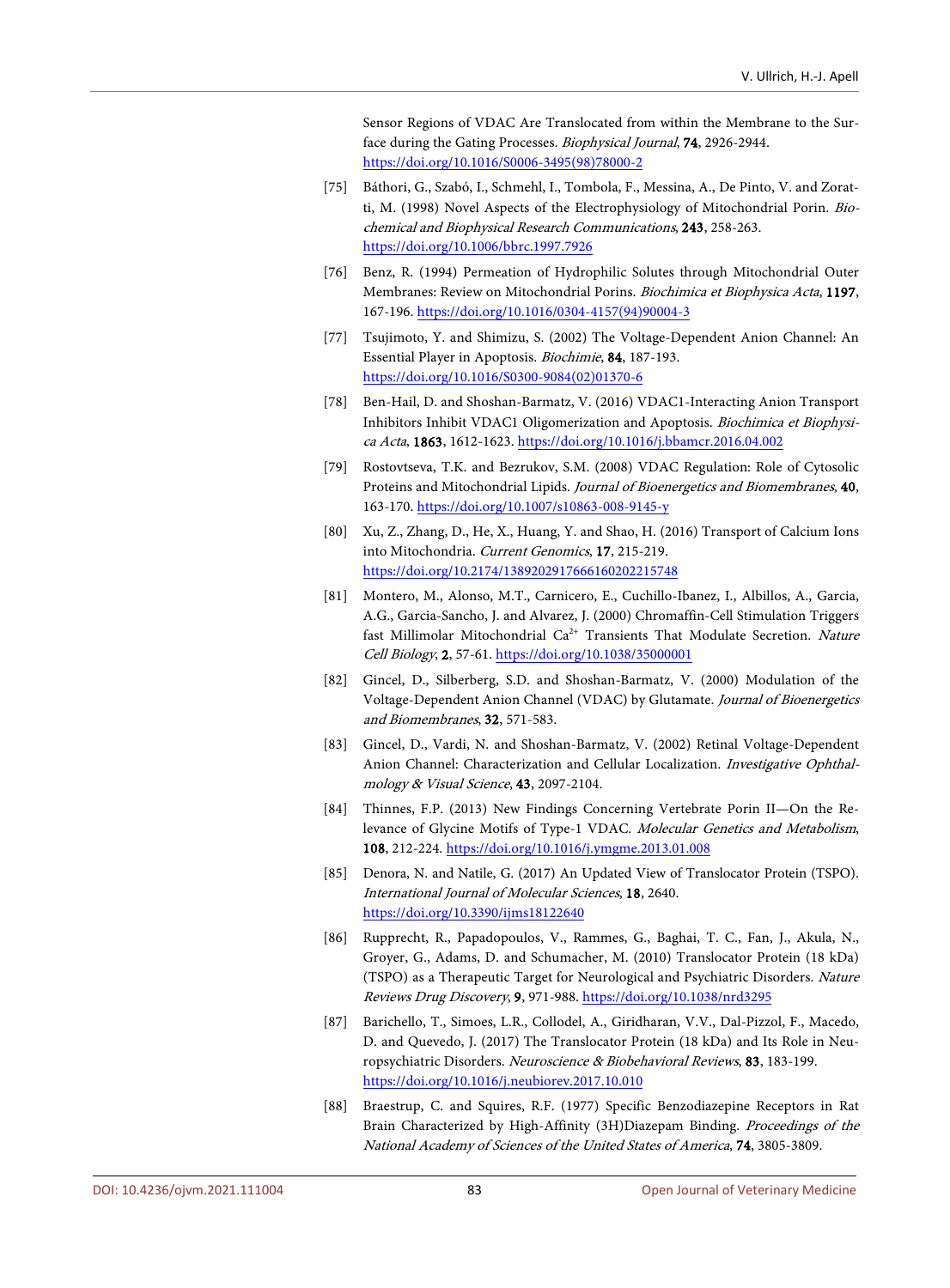Sensor Regions of VDAC Are Translocated from within the Membrane to the Surface during the Gating Processes. *Biophysical Journal*, **74**, 2926-2944. https://doi.org/10.1016/S0006-3495(98)78000-2

[75] Báthori, G., Szabó, I., Schmehl, I., Tombola, F., Messina, A., De Pinto, V. and Zoratti, M. (1998) Novel Aspects of the Electrophysiology of Mitochondrial Porin. *Biochemical and Biophysical Research Communications*, **243**, 258-263. https://doi.org/10.1006/bbrc.1997.7926

[76] Benz, R. (1994) Permeation of Hydrophilic Solutes through Mitochondrial Outer Membranes: Review on Mitochondrial Porins. *Biochimica et Biophysica Acta*, **1197**, 167-196. https://doi.org/10.1016/0304-4157(94)90004-3

[77] Tsujimoto, Y. and Shimizu, S. (2002) The Voltage-Dependent Anion Channel: An Essential Player in Apoptosis. *Biochimie*, **84**, 187-193. https://doi.org/10.1016/S0300-9084(02)01370-6

[78] Ben-Hail, D. and Shoshan-Barmatz, V. (2016) VDAC1-Interacting Anion Transport Inhibitors Inhibit VDAC1 Oligomerization and Apoptosis. *Biochimica et Biophysica Acta*, **1863**, 1612-1623. https://doi.org/10.1016/j.bbamcr.2016.04.002

[79] Rostovtseva, T.K. and Bezrukov, S.M. (2008) VDAC Regulation: Role of Cytosolic Proteins and Mitochondrial Lipids. *Journal of Bioenergetics and Biomembranes*, **40**, 163-170. https://doi.org/10.1007/s10863-008-9145-y

[80] Xu, Z., Zhang, D., He, X., Huang, Y. and Shao, H. (2016) Transport of Calcium Ions into Mitochondria. *Current Genomics*, **17**, 215-219. https://doi.org/10.2174/1389202917666160202215748

[81] Montero, M., Alonso, M.T., Carnicero, E., Cuchillo-Ibanez, I., Albillos, A., Garcia, A.G., Garcia-Sancho, J. and Alvarez, J. (2000) Chromaffin-Cell Stimulation Triggers fast Millimolar Mitochondrial $Ca^{2+}$ Transients That Modulate Secretion. *Nature Cell Biology*, **2**, 57-61. https://doi.org/10.1038/35000001

[82] Gincel, D., Silberberg, S.D. and Shoshan-Barmatz, V. (2000) Modulation of the Voltage-Dependent Anion Channel (VDAC) by Glutamate. *Journal of Bioenergetics and Biomembranes*, **32**, 571-583.

[83] Gincel, D., Vardi, N. and Shoshan-Barmatz, V. (2002) Retinal Voltage-Dependent Anion Channel: Characterization and Cellular Localization. *Investigative Ophthalmology & Visual Science*, **43**, 2097-2104.

[84] Thinnes, F.P. (2013) New Findings Concerning Vertebrate Porin II—On the Relevance of Glycine Motifs of Type-1 VDAC. *Molecular Genetics and Metabolism*, **108**, 212-224. https://doi.org/10.1016/j.ymgme.2013.01.008

[85] Denora, N. and Natile, G. (2017) An Updated View of Translocator Protein (TSPO). *International Journal of Molecular Sciences*, **18**, 2640. https://doi.org/10.3390/ijms18122640

[86] Rupprecht, R., Papadopoulos, V., Rammes, G., Baghai, T. C., Fan, J., Akula, N., Groyer, G., Adams, D. and Schumacher, M. (2010) Translocator Protein (18 kDa) (TSPO) as a Therapeutic Target for Neurological and Psychiatric Disorders. *Nature Reviews Drug Discovery*, **9**, 971-988. https://doi.org/10.1038/nrd3295

[87] Barichello, T., Simoes, L.R., Collodel, A., Giridharan, V.V., Dal-Pizzol, F., Macedo, D. and Quevedo, J. (2017) The Translocator Protein (18 kDa) and Its Role in Neuropsychiatric Disorders. *Neuroscience & Biobehavioral Reviews*, **83**, 183-199. https://doi.org/10.1016/j.neubiorev.2017.10.010

[88] Braestrup, C. and Squires, R.F. (1977) Specific Benzodiazepine Receptors in Rat Brain Characterized by High-Affinity (3H)Diazepam Binding. *Proceedings of the National Academy of Sciences of the United States of America*, **74**, 3805-3809.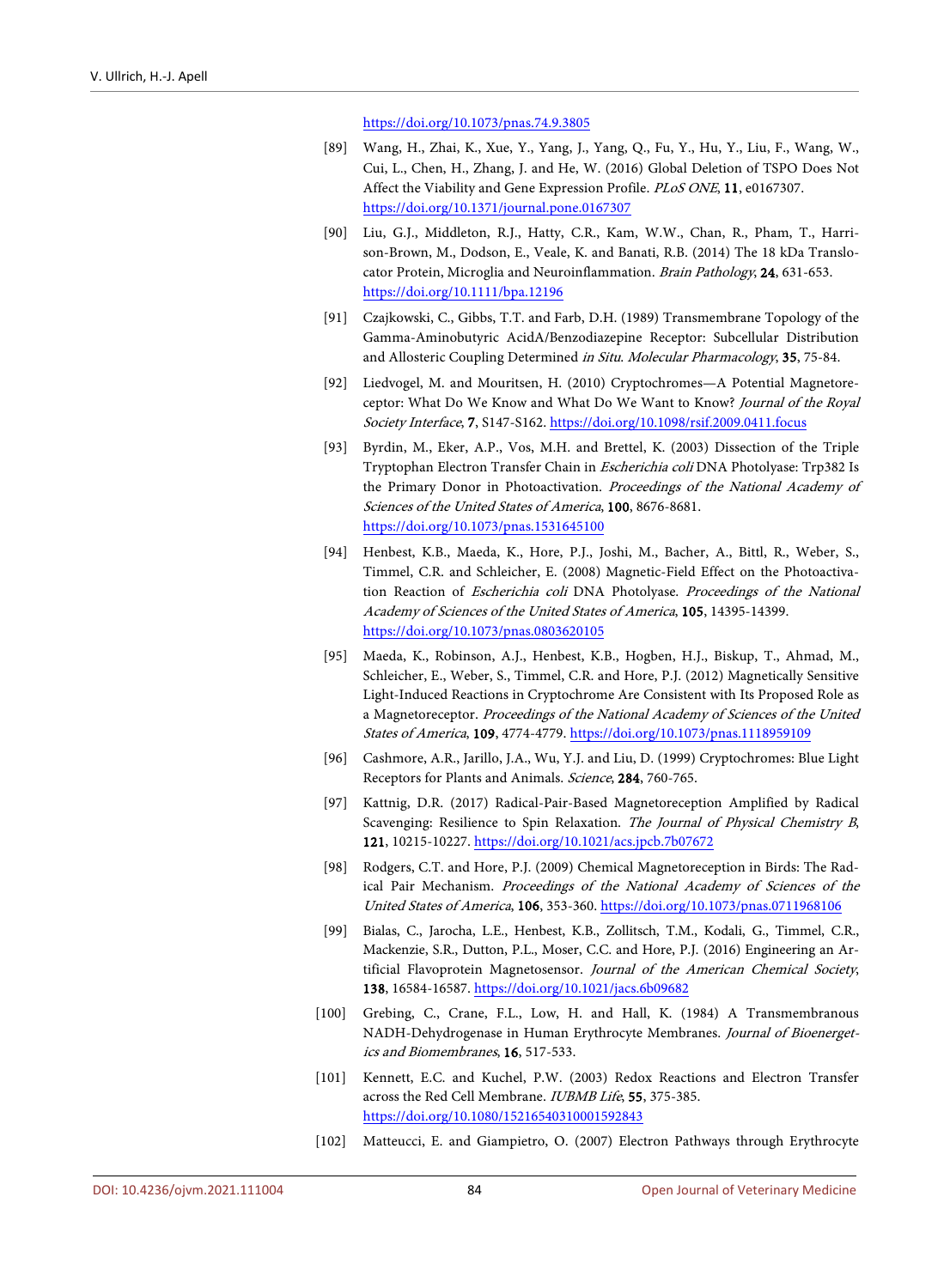https://doi.org/10.1073/pnas.74.9.3805

[89] Wang, H., Zhai, K., Xue, Y., Yang, J., Yang, Q., Fu, Y., Hu, Y., Liu, F., Wang, W., Cui, L., Chen, H., Zhang, J. and He, W. (2016) Global Deletion of TSPO Does Not Affect the Viability and Gene Expression Profile. *PLoS ONE*, **11**, e0167307. https://doi.org/10.1371/journal.pone.0167307

[90] Liu, G.J., Middleton, R.J., Hatty, C.R., Kam, W.W., Chan, R., Pham, T., Harrison-Brown, M., Dodson, E., Veale, K. and Banati, R.B. (2014) The 18 kDa Translocator Protein, Microglia and Neuroinflammation. *Brain Pathology*, **24**, 631-653. https://doi.org/10.1111/bpa.12196

[91] Czajkowski, C., Gibbs, T.T. and Farb, D.H. (1989) Transmembrane Topology of the Gamma-Aminobutyric AcidA/Benzodiazepine Receptor: Subcellular Distribution and Allosteric Coupling Determined *in Situ*. *Molecular Pharmacology*, **35**, 75-84.

[92] Liedvogel, M. and Mouritsen, H. (2010) Cryptochromes—A Potential Magnetoreceptor: What Do We Know and What Do We Want to Know? *Journal of the Royal Society Interface*, **7**, S147-S162. https://doi.org/10.1098/rsif.2009.0411.focus

[93] Byrdin, M., Eker, A.P., Vos, M.H. and Brettel, K. (2003) Dissection of the Triple Tryptophan Electron Transfer Chain in *Escherichia coli* DNA Photolyase: Trp382 Is the Primary Donor in Photoactivation. *Proceedings of the National Academy of Sciences of the United States of America*, **100**, 8676-8681. https://doi.org/10.1073/pnas.1531645100

[94] Henbest, K.B., Maeda, K., Hore, P.J., Joshi, M., Bacher, A., Bittl, R., Weber, S., Timmel, C.R. and Schleicher, E. (2008) Magnetic-Field Effect on the Photoactivation Reaction of *Escherichia coli* DNA Photolyase. *Proceedings of the National Academy of Sciences of the United States of America*, **105**, 14395-14399. https://doi.org/10.1073/pnas.0803620105

[95] Maeda, K., Robinson, A.J., Henbest, K.B., Hogben, H.J., Biskup, T., Ahmad, M., Schleicher, E., Weber, S., Timmel, C.R. and Hore, P.J. (2012) Magnetically Sensitive Light-Induced Reactions in Cryptochrome Are Consistent with Its Proposed Role as a Magnetoreceptor. *Proceedings of the National Academy of Sciences of the United States of America*, **109**, 4774-4779. https://doi.org/10.1073/pnas.1118959109

[96] Cashmore, A.R., Jarillo, J.A., Wu, Y.J. and Liu, D. (1999) Cryptochromes: Blue Light Receptors for Plants and Animals. *Science*, **284**, 760-765.

[97] Kattnig, D.R. (2017) Radical-Pair-Based Magnetoreception Amplified by Radical Scavenging: Resilience to Spin Relaxation. *The Journal of Physical Chemistry B*, **121**, 10215-10227. https://doi.org/10.1021/acs.jpcb.7b07672

[98] Rodgers, C.T. and Hore, P.J. (2009) Chemical Magnetoreception in Birds: The Radical Pair Mechanism. *Proceedings of the National Academy of Sciences of the United States of America*, **106**, 353-360. https://doi.org/10.1073/pnas.0711968106

[99] Bialas, C., Jarocha, L.E., Henbest, K.B., Zollitsch, T.M., Kodali, G., Timmel, C.R., Mackenzie, S.R., Dutton, P.L., Moser, C.C. and Hore, P.J. (2016) Engineering an Artificial Flavoprotein Magnetosensor. *Journal of the American Chemical Society*, **138**, 16584-16587. https://doi.org/10.1021/jacs.6b09682

[100] Grebing, C., Crane, F.L., Low, H. and Hall, K. (1984) A Transmembranous NADH-Dehydrogenase in Human Erythrocyte Membranes. *Journal of Bioenergetics and Biomembranes*, **16**, 517-533.

[101] Kennett, E.C. and Kuchel, P.W. (2003) Redox Reactions and Electron Transfer across the Red Cell Membrane. *IUBMB Life*, **55**, 375-385. https://doi.org/10.1080/15216540310001592843

[102] Matteucci, E. and Giampietro, O. (2007) Electron Pathways through Erythrocyte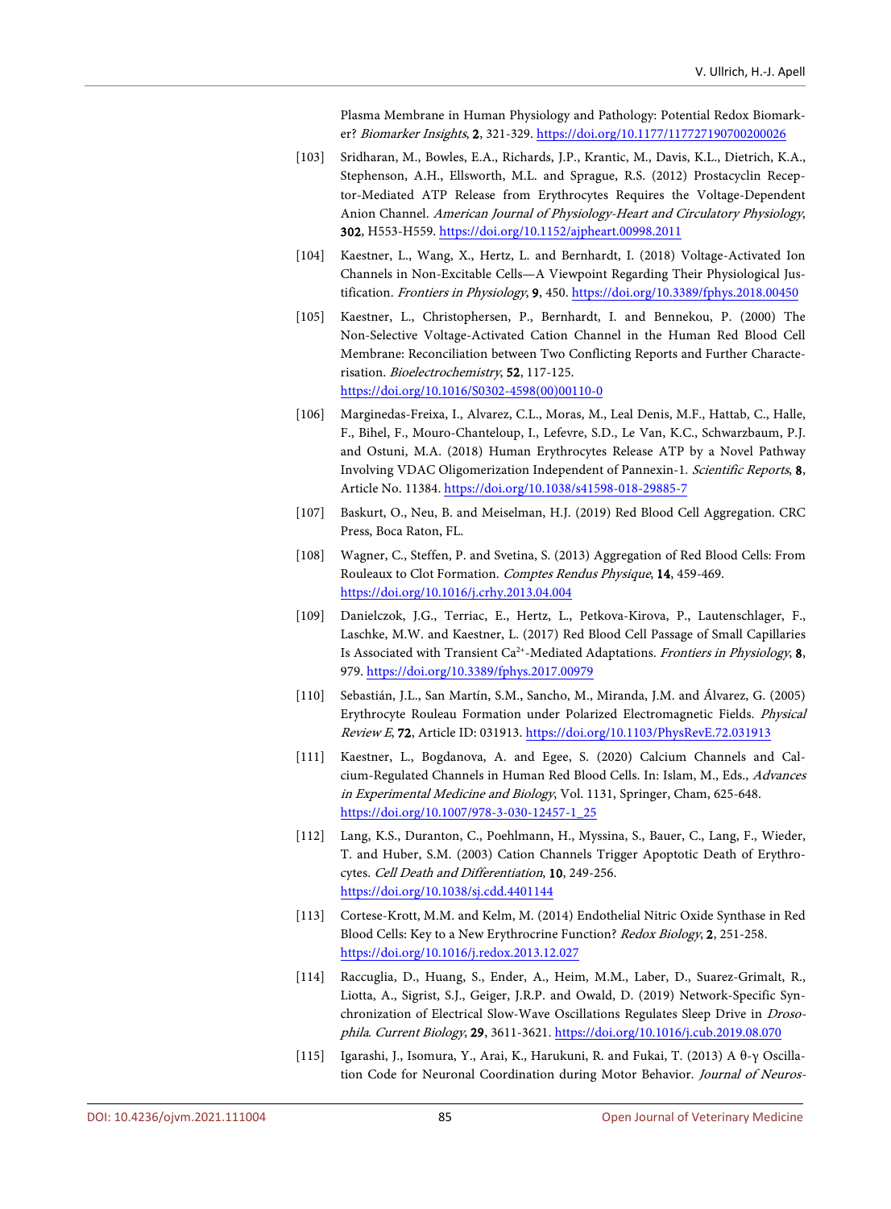Plasma Membrane in Human Physiology and Pathology: Potential Redox Biomarker? *Biomarker Insights*, **2**, 321-329. https://doi.org/10.1177/117727190700200026

[103] Sridharan, M., Bowles, E.A., Richards, J.P., Krantic, M., Davis, K.L., Dietrich, K.A., Stephenson, A.H., Ellsworth, M.L. and Sprague, R.S. (2012) Prostacyclin Receptor-Mediated ATP Release from Erythrocytes Requires the Voltage-Dependent Anion Channel. *American Journal of Physiology-Heart and Circulatory Physiology*, **302**, H553-H559. https://doi.org/10.1152/ajpheart.00998.2011

[104] Kaestner, L., Wang, X., Hertz, L. and Bernhardt, I. (2018) Voltage-Activated Ion Channels in Non-Excitable Cells—A Viewpoint Regarding Their Physiological Justification. *Frontiers in Physiology*, **9**, 450. https://doi.org/10.3389/fphys.2018.00450

[105] Kaestner, L., Christophersen, P., Bernhardt, I. and Bennekou, P. (2000) The Non-Selective Voltage-Activated Cation Channel in the Human Red Blood Cell Membrane: Reconciliation between Two Conflicting Reports and Further Characterisation. *Bioelectrochemistry*, **52**, 117-125. https://doi.org/10.1016/S0302-4598(00)00110-0

[106] Marginedas-Freixa, I., Alvarez, C.L., Moras, M., Leal Denis, M.F., Hattab, C., Halle, F., Bihel, F., Mouro-Chanteloup, I., Lefevre, S.D., Le Van, K.C., Schwarzbaum, P.J. and Ostuni, M.A. (2018) Human Erythrocytes Release ATP by a Novel Pathway Involving VDAC Oligomerization Independent of Pannexin-1. *Scientific Reports*, **8**, Article No. 11384. https://doi.org/10.1038/s41598-018-29885-7

[107] Baskurt, O., Neu, B. and Meiselman, H.J. (2019) Red Blood Cell Aggregation. CRC Press, Boca Raton, FL.

[108] Wagner, C., Steffen, P. and Svetina, S. (2013) Aggregation of Red Blood Cells: From Rouleaux to Clot Formation. *Comptes Rendus Physique*, **14**, 459-469. https://doi.org/10.1016/j.crhy.2013.04.004

[109] Danielczok, J.G., Terriac, E., Hertz, L., Petkova-Kirova, P., Lautenschlager, F., Laschke, M.W. and Kaestner, L. (2017) Red Blood Cell Passage of Small Capillaries Is Associated with Transient $Ca^{2+}$-Mediated Adaptations. *Frontiers in Physiology*, **8**, 979. https://doi.org/10.3389/fphys.2017.00979

[110] Sebastián, J.L., San Martín, S.M., Sancho, M., Miranda, J.M. and Álvarez, G. (2005) Erythrocyte Rouleau Formation under Polarized Electromagnetic Fields. *Physical Review E*, **72**, Article ID: 031913. https://doi.org/10.1103/PhysRevE.72.031913

[111] Kaestner, L., Bogdanova, A. and Egee, S. (2020) Calcium Channels and Calcium-Regulated Channels in Human Red Blood Cells. In: Islam, M., Eds., *Advances in Experimental Medicine and Biology*, Vol. 1131, Springer, Cham, 625-648. https://doi.org/10.1007/978-3-030-12457-1_25

[112] Lang, K.S., Duranton, C., Poehlmann, H., Myssina, S., Bauer, C., Lang, F., Wieder, T. and Huber, S.M. (2003) Cation Channels Trigger Apoptotic Death of Erythrocytes. *Cell Death and Differentiation*, **10**, 249-256. https://doi.org/10.1038/sj.cdd.4401144

[113] Cortese-Krott, M.M. and Kelm, M. (2014) Endothelial Nitric Oxide Synthase in Red Blood Cells: Key to a New Erythrocrine Function? *Redox Biology*, **2**, 251-258. https://doi.org/10.1016/j.redox.2013.12.027

[114] Raccuglia, D., Huang, S., Ender, A., Heim, M.M., Laber, D., Suarez-Grimalt, R., Liotta, A., Sigrist, S.J., Geiger, J.R.P. and Owald, D. (2019) Network-Specific Synchronization of Electrical Slow-Wave Oscillations Regulates Sleep Drive in *Drosophila*. *Current Biology*, **29**, 3611-3621. https://doi.org/10.1016/j.cub.2019.08.070

[115] Igarashi, J., Isomura, Y., Arai, K., Harukuni, R. and Fukai, T. (2013) A θ-γ Oscillation Code for Neuronal Coordination during Motor Behavior. *Journal of Neuros-*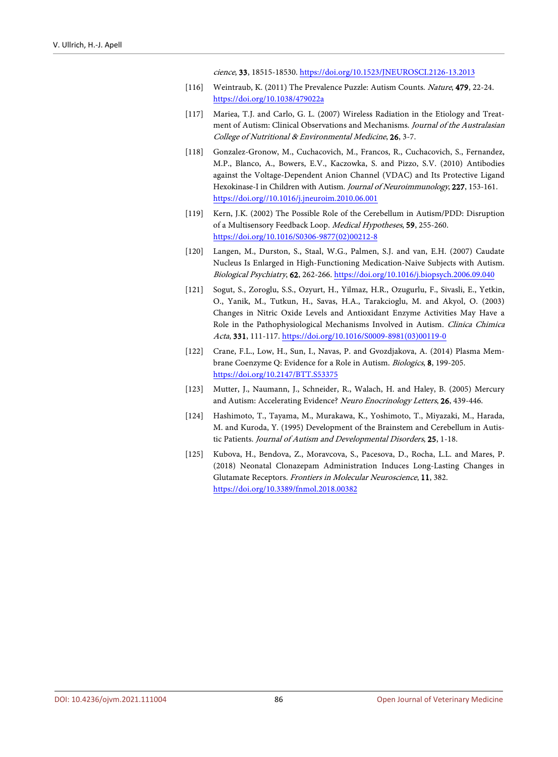*cience*, **33**, 18515-18530. https://doi.org/10.1523/JNEUROSCI.2126-13.2013

[116] Weintraub, K. (2011) The Prevalence Puzzle: Autism Counts. *Nature*, **479**, 22-24. https://doi.org/10.1038/479022a

[117] Mariea, T.J. and Carlo, G. L. (2007) Wireless Radiation in the Etiology and Treatment of Autism: Clinical Observations and Mechanisms. *Journal of the Australasian College of Nutritional & Environmental Medicine*, **26**, 3-7.

[118] Gonzalez-Gronow, M., Cuchacovich, M., Francos, R., Cuchacovich, S., Fernandez, M.P., Blanco, A., Bowers, E.V., Kaczowka, S. and Pizzo, S.V. (2010) Antibodies against the Voltage-Dependent Anion Channel (VDAC) and Its Protective Ligand Hexokinase-I in Children with Autism. *Journal of Neuroimmunology*, **227**, 153-161. https://doi.org//10.1016/j.jneuroim.2010.06.001

[119] Kern, J.K. (2002) The Possible Role of the Cerebellum in Autism/PDD: Disruption of a Multisensory Feedback Loop. *Medical Hypotheses*, **59**, 255-260. https://doi.org/10.1016/S0306-9877(02)00212-8

[120] Langen, M., Durston, S., Staal, W.G., Palmen, S.J. and van, E.H. (2007) Caudate Nucleus Is Enlarged in High-Functioning Medication-Naive Subjects with Autism. *Biological Psychiatry*, **62**, 262-266. https://doi.org/10.1016/j.biopsych.2006.09.040

[121] Sogut, S., Zoroglu, S.S., Ozyurt, H., Yilmaz, H.R., Ozugurlu, F., Sivasli, E., Yetkin, O., Yanik, M., Tutkun, H., Savas, H.A., Tarakcioglu, M. and Akyol, O. (2003) Changes in Nitric Oxide Levels and Antioxidant Enzyme Activities May Have a Role in the Pathophysiological Mechanisms Involved in Autism. *Clinica Chimica Acta*, **331**, 111-117. https://doi.org/10.1016/S0009-8981(03)00119-0

[122] Crane, F.L., Low, H., Sun, I., Navas, P. and Gvozdjakova, A. (2014) Plasma Membrane Coenzyme Q: Evidence for a Role in Autism. *Biologics*, **8**, 199-205. https://doi.org/10.2147/BTT.S53375

[123] Mutter, J., Naumann, J., Schneider, R., Walach, H. and Haley, B. (2005) Mercury and Autism: Accelerating Evidence? *Neuro Enocrinology Letters*, **26**, 439-446.

[124] Hashimoto, T., Tayama, M., Murakawa, K., Yoshimoto, T., Miyazaki, M., Harada, M. and Kuroda, Y. (1995) Development of the Brainstem and Cerebellum in Autistic Patients. *Journal of Autism and Developmental Disorders*, **25**, 1-18.

[125] Kubova, H., Bendova, Z., Moravcova, S., Pacesova, D., Rocha, L.L. and Mares, P. (2018) Neonatal Clonazepam Administration Induces Long-Lasting Changes in Glutamate Receptors. *Frontiers in Molecular Neuroscience*, **11**, 382. https://doi.org/10.3389/fnmol.2018.00382